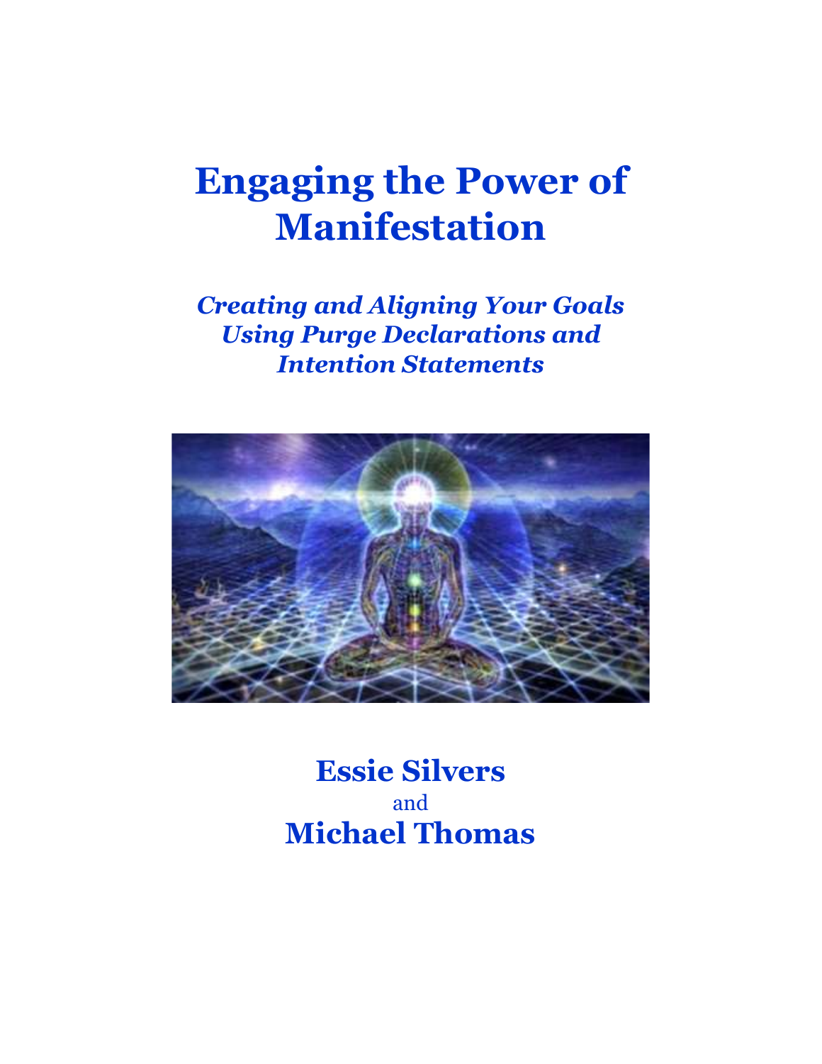# Engaging the Power of Manifestation

***Creating and Aligning Your Goals Using Purge Declarations and Intention Statements***

**Essie Silvers**

and

**Michael Thomas**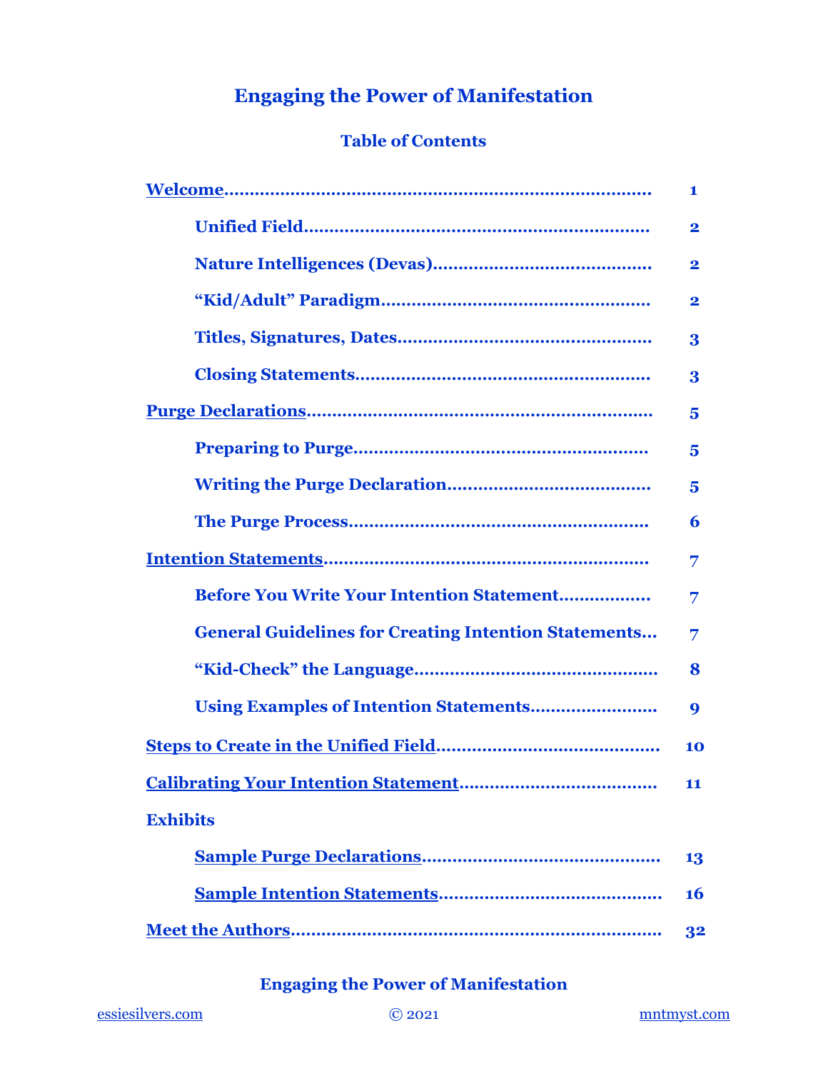# Engaging the Power of Manifestation

## Table of Contents

| | |
|---|---|
| **Welcome** | 1 |
| &nbsp;&nbsp;&nbsp;&nbsp;Unified Field | 2 |
| &nbsp;&nbsp;&nbsp;&nbsp;Nature Intelligences (Devas) | 2 |
| &nbsp;&nbsp;&nbsp;&nbsp;"Kid/Adult" Paradigm | 2 |
| &nbsp;&nbsp;&nbsp;&nbsp;Titles, Signatures, Dates | 3 |
| &nbsp;&nbsp;&nbsp;&nbsp;Closing Statements | 3 |
| **Purge Declarations** | 5 |
| &nbsp;&nbsp;&nbsp;&nbsp;Preparing to Purge | 5 |
| &nbsp;&nbsp;&nbsp;&nbsp;Writing the Purge Declaration | 5 |
| &nbsp;&nbsp;&nbsp;&nbsp;The Purge Process | 6 |
| **Intention Statements** | 7 |
| &nbsp;&nbsp;&nbsp;&nbsp;Before You Write Your Intention Statement | 7 |
| &nbsp;&nbsp;&nbsp;&nbsp;General Guidelines for Creating Intention Statements | 7 |
| &nbsp;&nbsp;&nbsp;&nbsp;"Kid-Check" the Language | 8 |
| &nbsp;&nbsp;&nbsp;&nbsp;Using Examples of Intention Statements | 9 |
| **Steps to Create in the Unified Field** | 10 |
| **Calibrating Your Intention Statement** | 11 |
| **Exhibits** | |
| &nbsp;&nbsp;&nbsp;&nbsp;Sample Purge Declarations | 13 |
| &nbsp;&nbsp;&nbsp;&nbsp;Sample Intention Statements | 16 |
| **Meet the Authors** | 32 |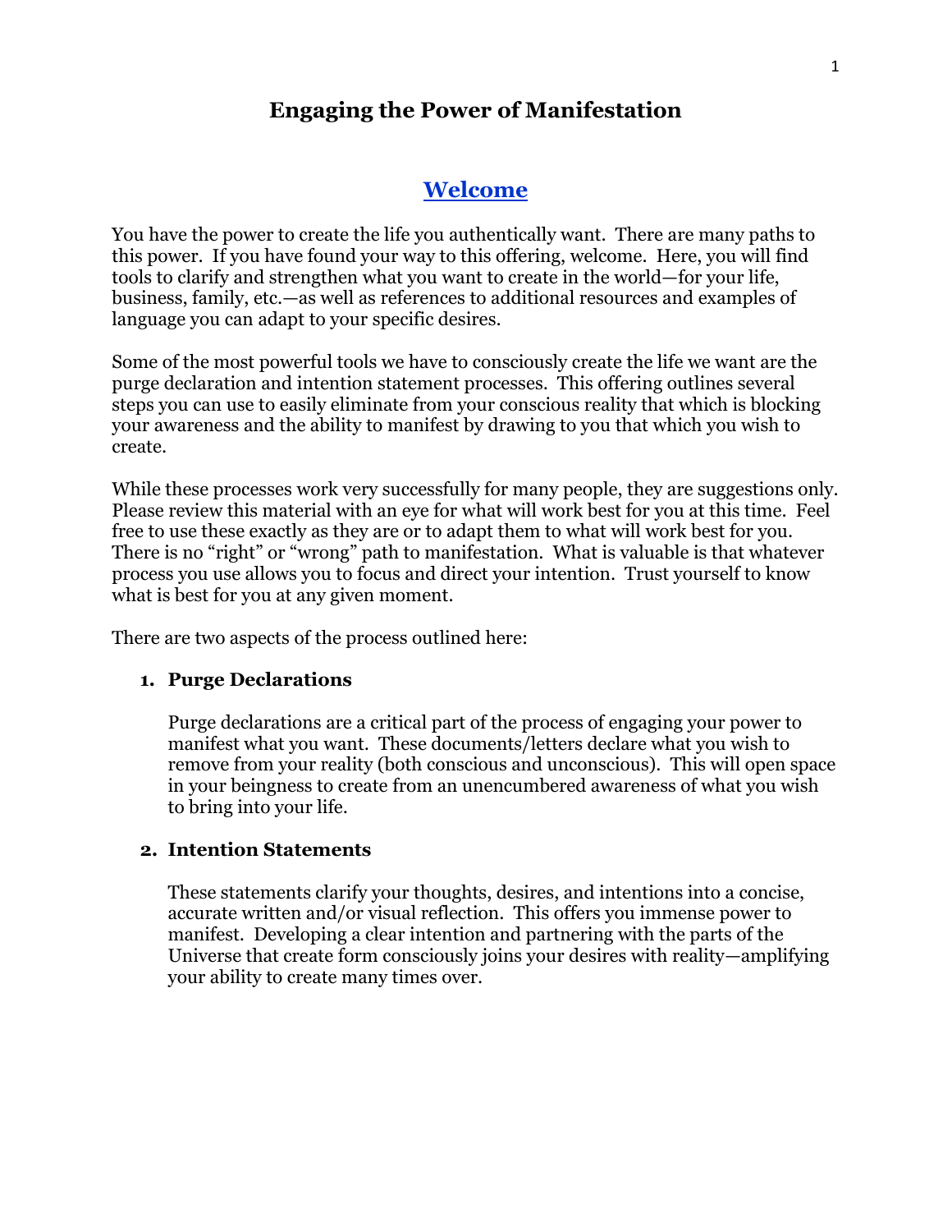# Engaging the Power of Manifestation

## Welcome

You have the power to create the life you authentically want. There are many paths to this power. If you have found your way to this offering, welcome. Here, you will find tools to clarify and strengthen what you want to create in the world—for your life, business, family, etc.—as well as references to additional resources and examples of language you can adapt to your specific desires.

Some of the most powerful tools we have to consciously create the life we want are the purge declaration and intention statement processes. This offering outlines several steps you can use to easily eliminate from your conscious reality that which is blocking your awareness and the ability to manifest by drawing to you that which you wish to create.

While these processes work very successfully for many people, they are suggestions only. Please review this material with an eye for what will work best for you at this time. Feel free to use these exactly as they are or to adapt them to what will work best for you. There is no "right" or "wrong" path to manifestation. What is valuable is that whatever process you use allows you to focus and direct your intention. Trust yourself to know what is best for you at any given moment.

There are two aspects of the process outlined here:

1. **Purge Declarations**

   Purge declarations are a critical part of the process of engaging your power to manifest what you want. These documents/letters declare what you wish to remove from your reality (both conscious and unconscious). This will open space in your beingness to create from an unencumbered awareness of what you wish to bring into your life.

2. **Intention Statements**

   These statements clarify your thoughts, desires, and intentions into a concise, accurate written and/or visual reflection. This offers you immense power to manifest. Developing a clear intention and partnering with the parts of the Universe that create form consciously joins your desires with reality—amplifying your ability to create many times over.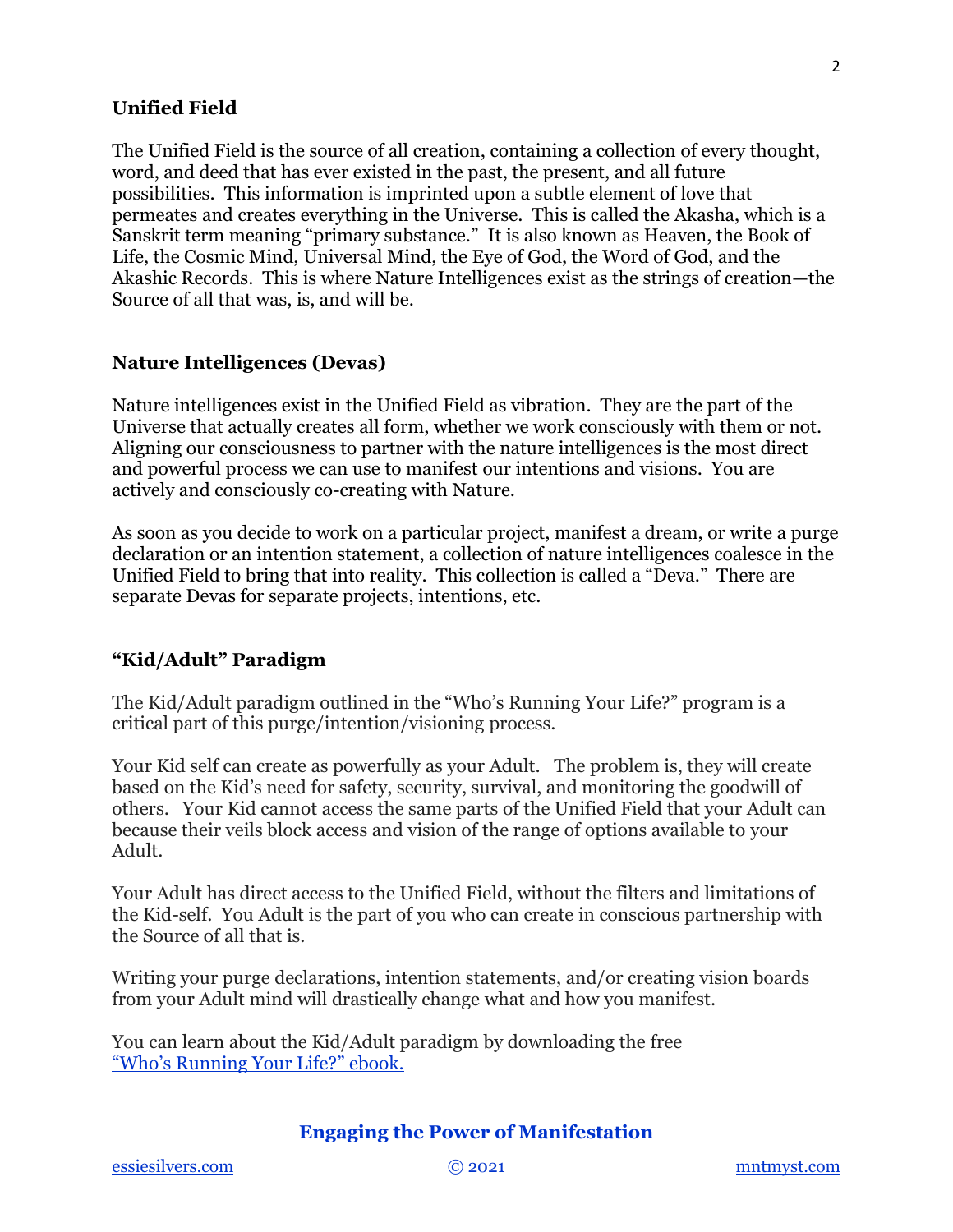## Unified Field

The Unified Field is the source of all creation, containing a collection of every thought, word, and deed that has ever existed in the past, the present, and all future possibilities. This information is imprinted upon a subtle element of love that permeates and creates everything in the Universe. This is called the Akasha, which is a Sanskrit term meaning "primary substance." It is also known as Heaven, the Book of Life, the Cosmic Mind, Universal Mind, the Eye of God, the Word of God, and the Akashic Records. This is where Nature Intelligences exist as the strings of creation—the Source of all that was, is, and will be.

## Nature Intelligences (Devas)

Nature intelligences exist in the Unified Field as vibration. They are the part of the Universe that actually creates all form, whether we work consciously with them or not. Aligning our consciousness to partner with the nature intelligences is the most direct and powerful process we can use to manifest our intentions and visions. You are actively and consciously co-creating with Nature.

As soon as you decide to work on a particular project, manifest a dream, or write a purge declaration or an intention statement, a collection of nature intelligences coalesce in the Unified Field to bring that into reality. This collection is called a "Deva." There are separate Devas for separate projects, intentions, etc.

## "Kid/Adult" Paradigm

The Kid/Adult paradigm outlined in the "Who's Running Your Life?" program is a critical part of this purge/intention/visioning process.

Your Kid self can create as powerfully as your Adult. The problem is, they will create based on the Kid's need for safety, security, survival, and monitoring the goodwill of others. Your Kid cannot access the same parts of the Unified Field that your Adult can because their veils block access and vision of the range of options available to your Adult.

Your Adult has direct access to the Unified Field, without the filters and limitations of the Kid-self. You Adult is the part of you who can create in conscious partnership with the Source of all that is.

Writing your purge declarations, intention statements, and/or creating vision boards from your Adult mind will drastically change what and how you manifest.

You can learn about the Kid/Adult paradigm by downloading the free [“Who's Running Your Life?” ebook.]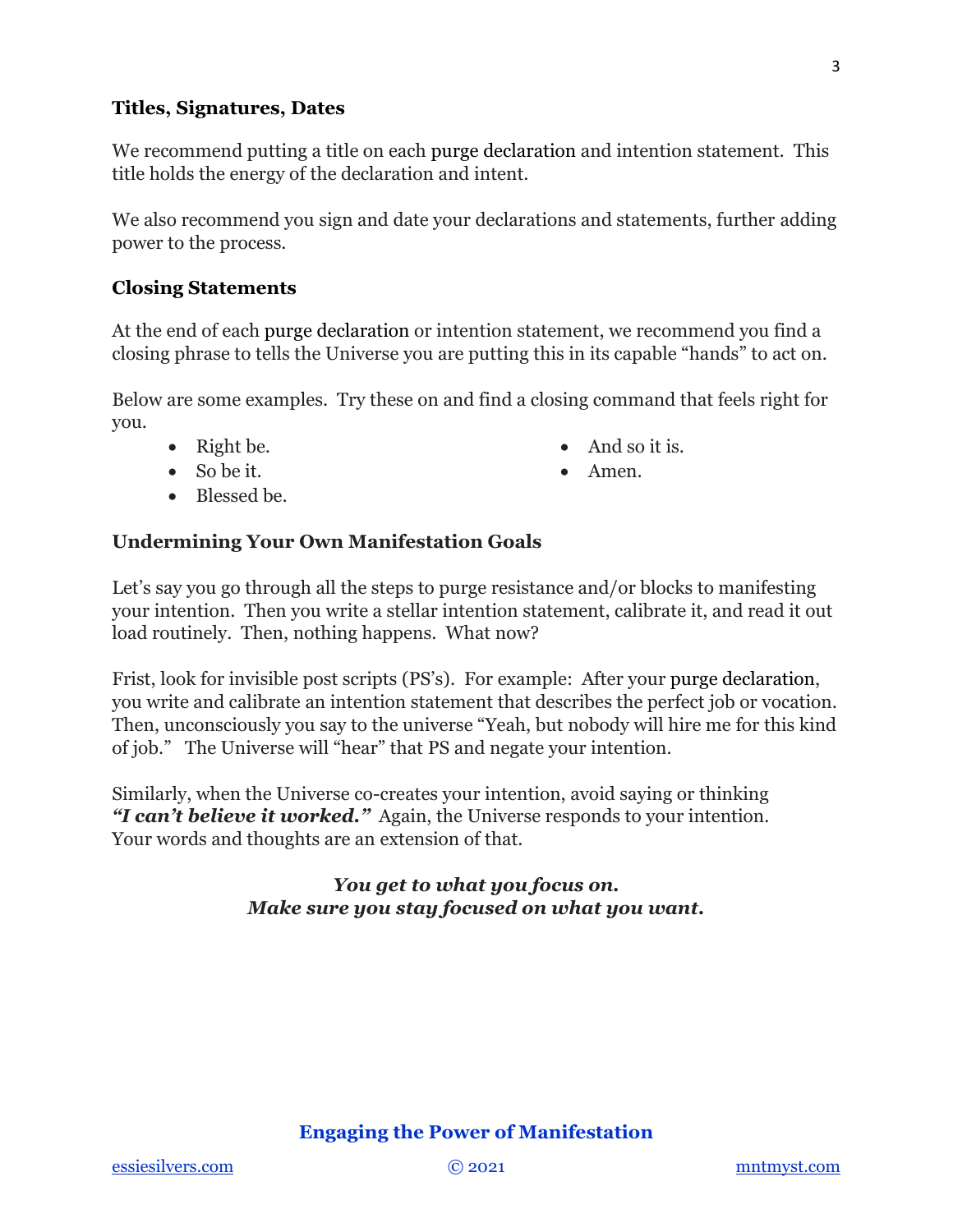### Titles, Signatures, Dates

We recommend putting a title on each purge declaration and intention statement. This title holds the energy of the declaration and intent.

We also recommend you sign and date your declarations and statements, further adding power to the process.

### Closing Statements

At the end of each purge declaration or intention statement, we recommend you find a closing phrase to tells the Universe you are putting this in its capable "hands" to act on.

Below are some examples. Try these on and find a closing command that feels right for you.

- Right be.
- So be it.
- Blessed be.
- And so it is.
- Amen.

### Undermining Your Own Manifestation Goals

Let's say you go through all the steps to purge resistance and/or blocks to manifesting your intention. Then you write a stellar intention statement, calibrate it, and read it out load routinely. Then, nothing happens. What now?

Frist, look for invisible post scripts (PS's). For example: After your purge declaration, you write and calibrate an intention statement that describes the perfect job or vocation. Then, unconsciously you say to the universe "Yeah, but nobody will hire me for this kind of job." The Universe will "hear" that PS and negate your intention.

Similarly, when the Universe co-creates your intention, avoid saying or thinking ***"I can't believe it worked."*** Again, the Universe responds to your intention. Your words and thoughts are an extension of that.

***You get to what you focus on.***
***Make sure you stay focused on what you want.***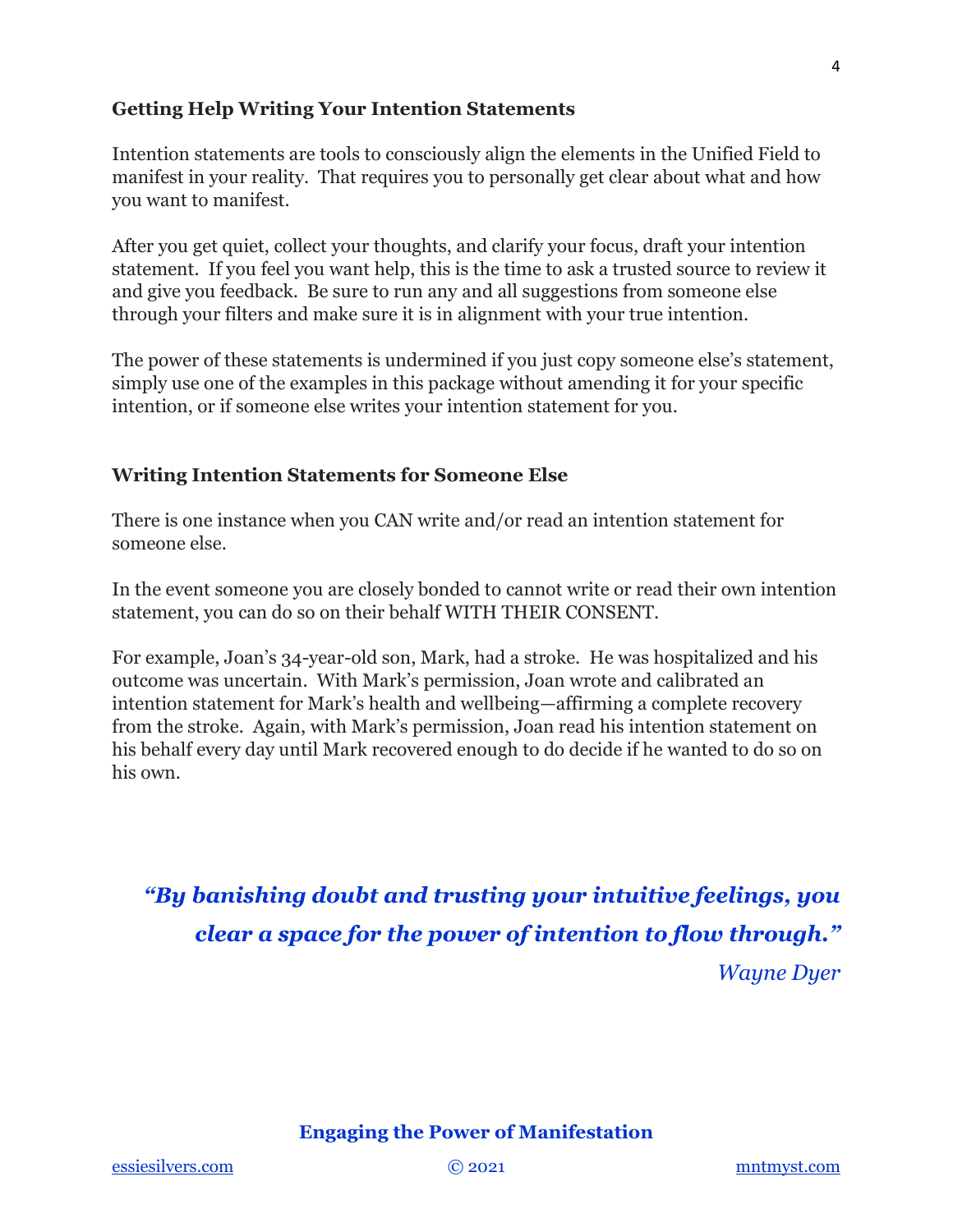### Getting Help Writing Your Intention Statements

Intention statements are tools to consciously align the elements in the Unified Field to manifest in your reality. That requires you to personally get clear about what and how you want to manifest.

After you get quiet, collect your thoughts, and clarify your focus, draft your intention statement. If you feel you want help, this is the time to ask a trusted source to review it and give you feedback. Be sure to run any and all suggestions from someone else through your filters and make sure it is in alignment with your true intention.

The power of these statements is undermined if you just copy someone else's statement, simply use one of the examples in this package without amending it for your specific intention, or if someone else writes your intention statement for you.

### Writing Intention Statements for Someone Else

There is one instance when you CAN write and/or read an intention statement for someone else.

In the event someone you are closely bonded to cannot write or read their own intention statement, you can do so on their behalf WITH THEIR CONSENT.

For example, Joan's 34-year-old son, Mark, had a stroke. He was hospitalized and his outcome was uncertain. With Mark's permission, Joan wrote and calibrated an intention statement for Mark's health and wellbeing—affirming a complete recovery from the stroke. Again, with Mark's permission, Joan read his intention statement on his behalf every day until Mark recovered enough to do decide if he wanted to do so on his own.

> ***"By banishing doubt and trusting your intuitive feelings, you clear a space for the power of intention to flow through."***
>
> *Wayne Dyer*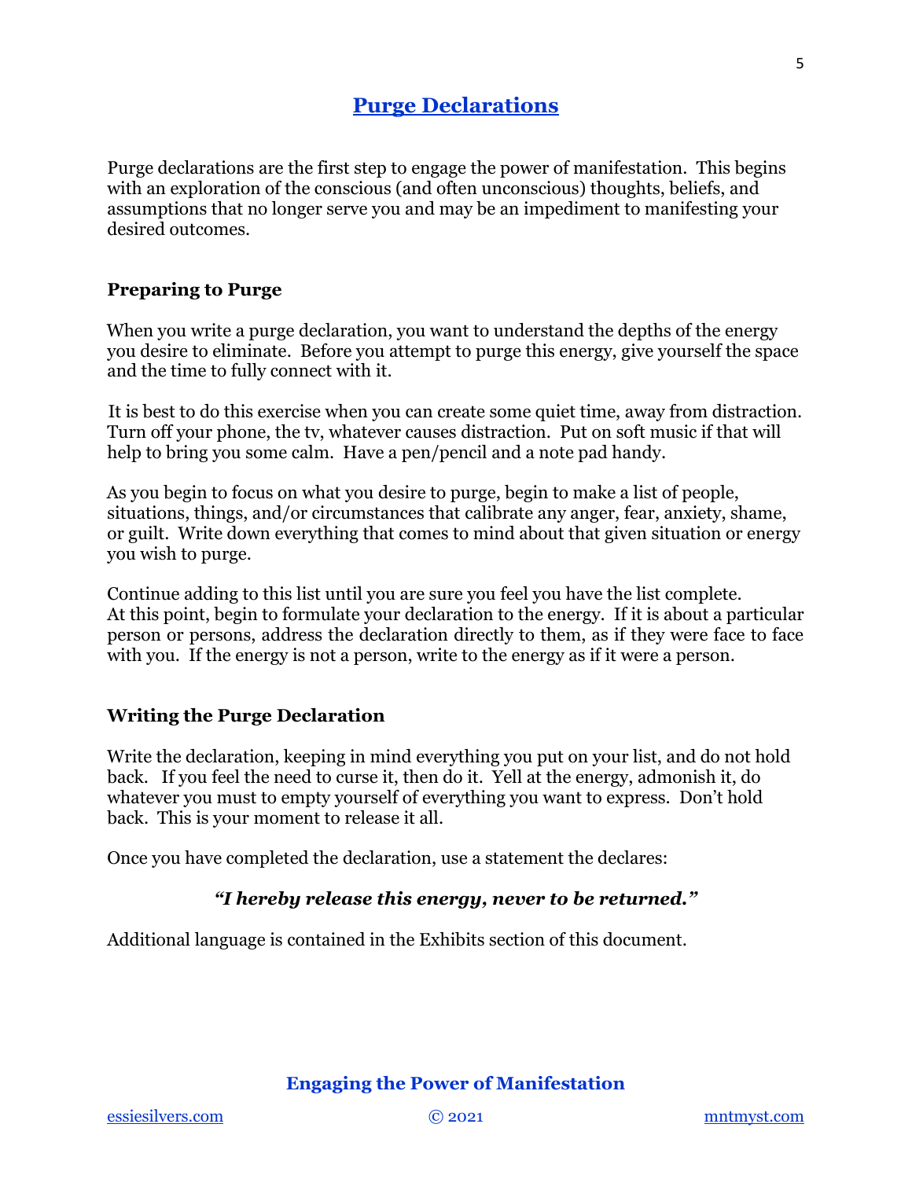# Purge Declarations

Purge declarations are the first step to engage the power of manifestation. This begins with an exploration of the conscious (and often unconscious) thoughts, beliefs, and assumptions that no longer serve you and may be an impediment to manifesting your desired outcomes.

## Preparing to Purge

When you write a purge declaration, you want to understand the depths of the energy you desire to eliminate. Before you attempt to purge this energy, give yourself the space and the time to fully connect with it.

It is best to do this exercise when you can create some quiet time, away from distraction. Turn off your phone, the tv, whatever causes distraction. Put on soft music if that will help to bring you some calm. Have a pen/pencil and a note pad handy.

As you begin to focus on what you desire to purge, begin to make a list of people, situations, things, and/or circumstances that calibrate any anger, fear, anxiety, shame, or guilt. Write down everything that comes to mind about that given situation or energy you wish to purge.

Continue adding to this list until you are sure you feel you have the list complete. At this point, begin to formulate your declaration to the energy. If it is about a particular person or persons, address the declaration directly to them, as if they were face to face with you. If the energy is not a person, write to the energy as if it were a person.

## Writing the Purge Declaration

Write the declaration, keeping in mind everything you put on your list, and do not hold back. If you feel the need to curse it, then do it. Yell at the energy, admonish it, do whatever you must to empty yourself of everything you want to express. Don't hold back. This is your moment to release it all.

Once you have completed the declaration, use a statement the declares:

***"I hereby release this energy, never to be returned."***

Additional language is contained in the Exhibits section of this document.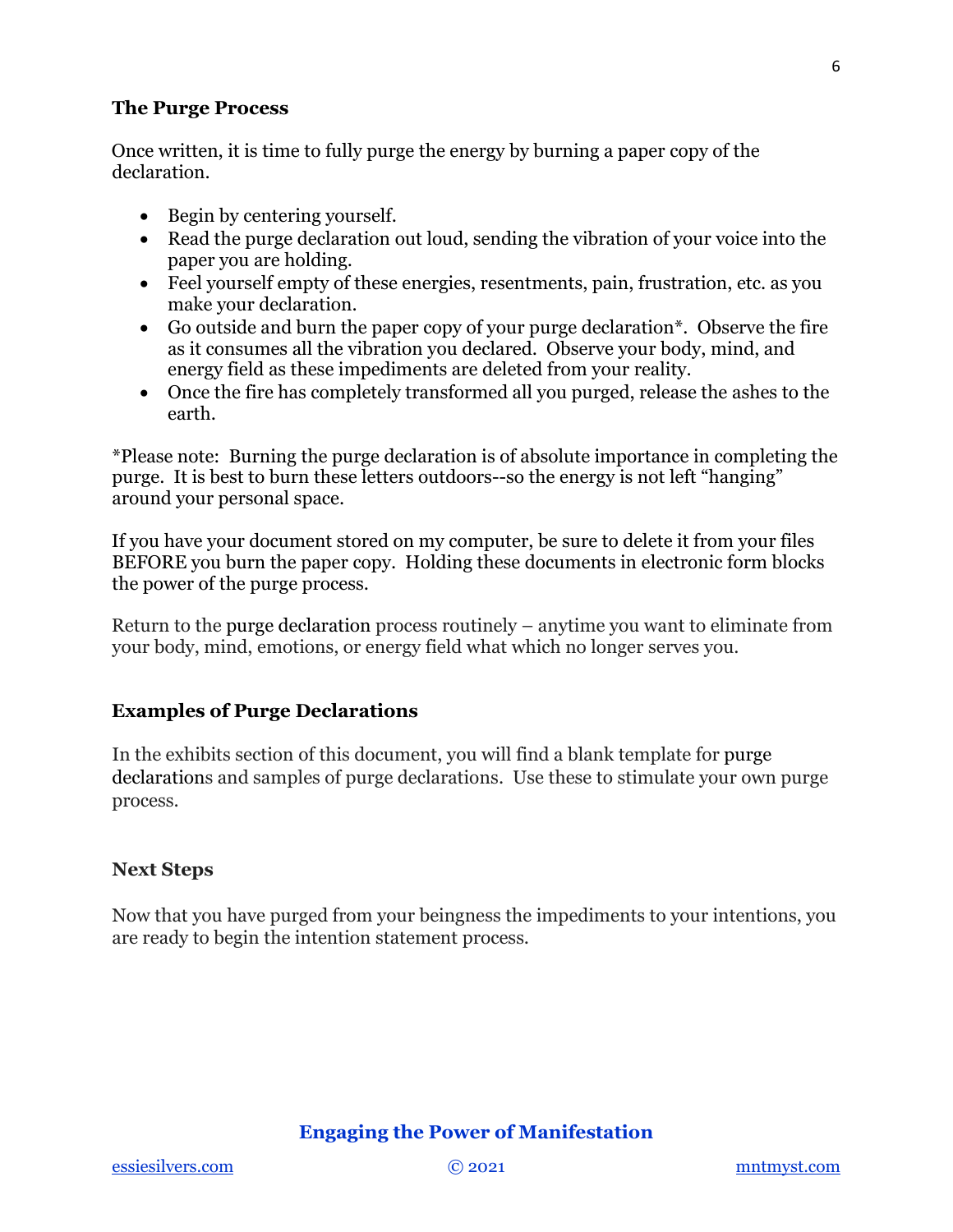### The Purge Process

Once written, it is time to fully purge the energy by burning a paper copy of the declaration.

- Begin by centering yourself.
- Read the purge declaration out loud, sending the vibration of your voice into the paper you are holding.
- Feel yourself empty of these energies, resentments, pain, frustration, etc. as you make your declaration.
- Go outside and burn the paper copy of your purge declaration*. Observe the fire as it consumes all the vibration you declared. Observe your body, mind, and energy field as these impediments are deleted from your reality.
- Once the fire has completely transformed all you purged, release the ashes to the earth.

*Please note: Burning the purge declaration is of absolute importance in completing the purge. It is best to burn these letters outdoors--so the energy is not left "hanging" around your personal space.

If you have your document stored on my computer, be sure to delete it from your files BEFORE you burn the paper copy. Holding these documents in electronic form blocks the power of the purge process.

Return to the purge declaration process routinely – anytime you want to eliminate from your body, mind, emotions, or energy field what which no longer serves you.

### Examples of Purge Declarations

In the exhibits section of this document, you will find a blank template for purge declarations and samples of purge declarations. Use these to stimulate your own purge process.

### Next Steps

Now that you have purged from your beingness the impediments to your intentions, you are ready to begin the intention statement process.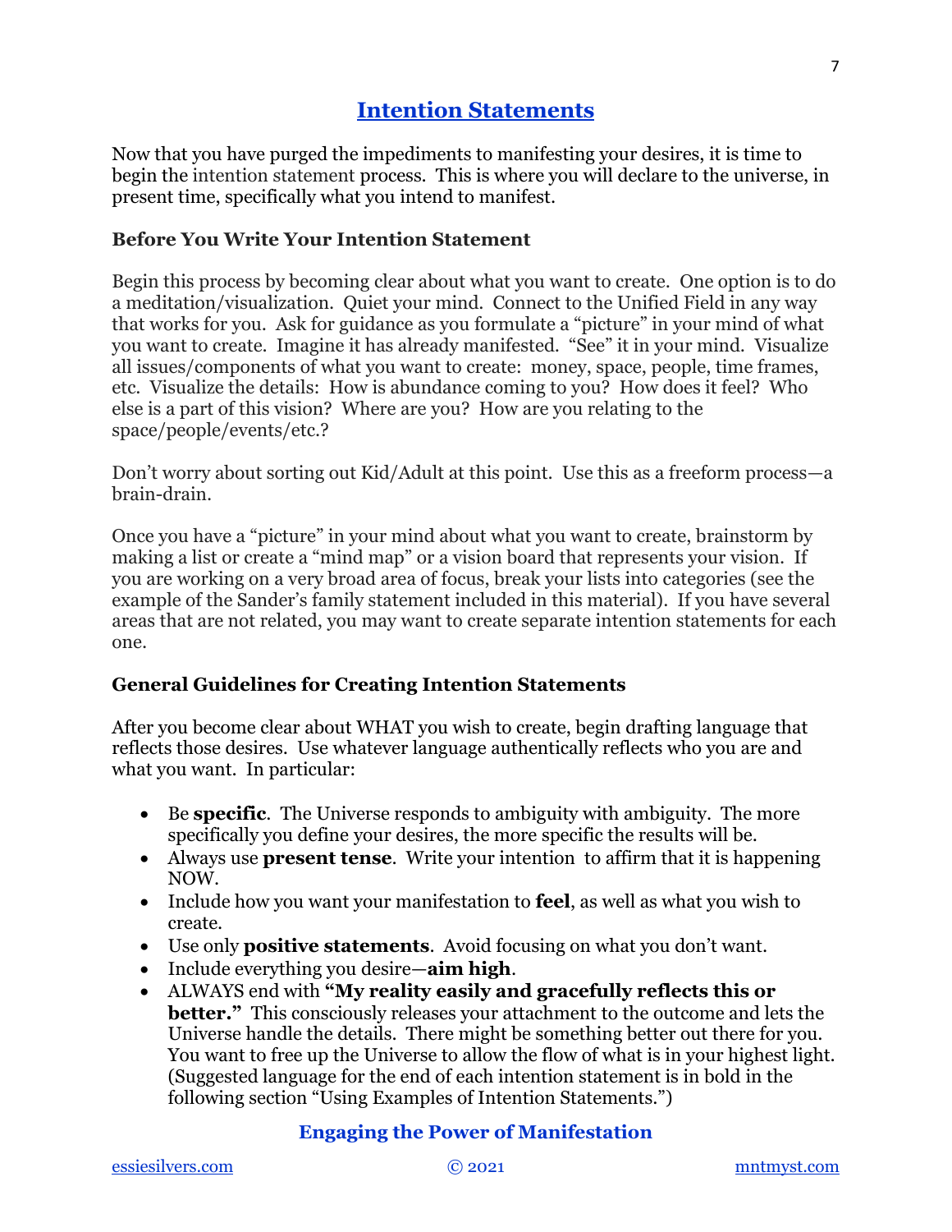## Intention Statements

Now that you have purged the impediments to manifesting your desires, it is time to begin the intention statement process. This is where you will declare to the universe, in present time, specifically what you intend to manifest.

### Before You Write Your Intention Statement

Begin this process by becoming clear about what you want to create. One option is to do a meditation/visualization. Quiet your mind. Connect to the Unified Field in any way that works for you. Ask for guidance as you formulate a "picture" in your mind of what you want to create. Imagine it has already manifested. "See" it in your mind. Visualize all issues/components of what you want to create: money, space, people, time frames, etc. Visualize the details: How is abundance coming to you? How does it feel? Who else is a part of this vision? Where are you? How are you relating to the space/people/events/etc.?

Don't worry about sorting out Kid/Adult at this point. Use this as a freeform process—a brain-drain.

Once you have a "picture" in your mind about what you want to create, brainstorm by making a list or create a "mind map" or a vision board that represents your vision. If you are working on a very broad area of focus, break your lists into categories (see the example of the Sander's family statement included in this material). If you have several areas that are not related, you may want to create separate intention statements for each one.

### General Guidelines for Creating Intention Statements

After you become clear about WHAT you wish to create, begin drafting language that reflects those desires. Use whatever language authentically reflects who you are and what you want. In particular:

- Be **specific**. The Universe responds to ambiguity with ambiguity. The more specifically you define your desires, the more specific the results will be.
- Always use **present tense**. Write your intention to affirm that it is happening NOW.
- Include how you want your manifestation to **feel**, as well as what you wish to create.
- Use only **positive statements**. Avoid focusing on what you don't want.
- Include everything you desire—**aim high**.
- ALWAYS end with **"My reality easily and gracefully reflects this or better."** This consciously releases your attachment to the outcome and lets the Universe handle the details. There might be something better out there for you. You want to free up the Universe to allow the flow of what is in your highest light. (Suggested language for the end of each intention statement is in bold in the following section "Using Examples of Intention Statements.")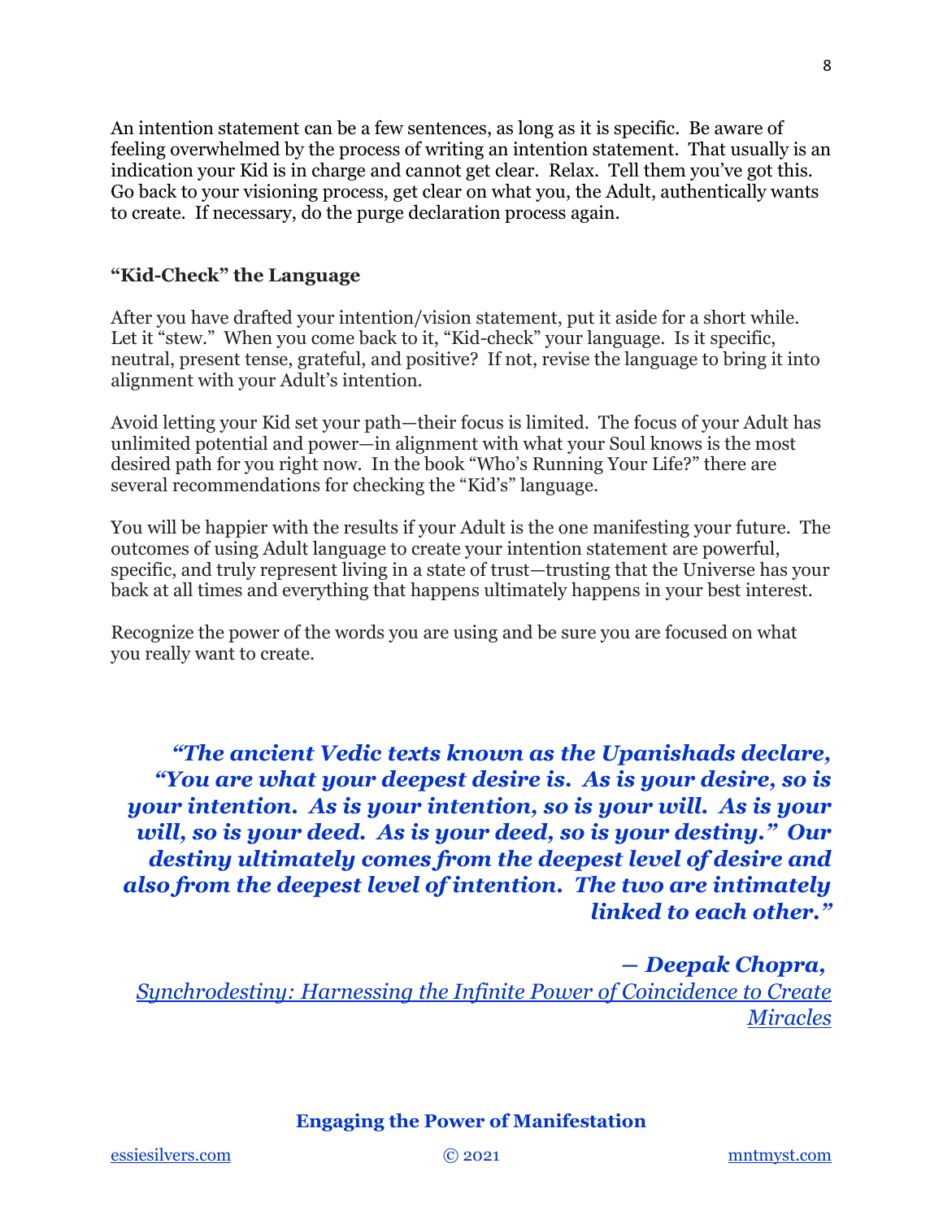An intention statement can be a few sentences, as long as it is specific. Be aware of feeling overwhelmed by the process of writing an intention statement. That usually is an indication your Kid is in charge and cannot get clear. Relax. Tell them you've got this. Go back to your visioning process, get clear on what you, the Adult, authentically wants to create. If necessary, do the purge declaration process again.

**"Kid-Check" the Language**

After you have drafted your intention/vision statement, put it aside for a short while. Let it "stew." When you come back to it, "Kid-check" your language. Is it specific, neutral, present tense, grateful, and positive? If not, revise the language to bring it into alignment with your Adult's intention.

Avoid letting your Kid set your path—their focus is limited. The focus of your Adult has unlimited potential and power—in alignment with what your Soul knows is the most desired path for you right now. In the book "Who's Running Your Life?" there are several recommendations for checking the "Kid's" language.

You will be happier with the results if your Adult is the one manifesting your future. The outcomes of using Adult language to create your intention statement are powerful, specific, and truly represent living in a state of trust—trusting that the Universe has your back at all times and everything that happens ultimately happens in your best interest.

Recognize the power of the words you are using and be sure you are focused on what you really want to create.

***"The ancient Vedic texts known as the Upanishads declare, "You are what your deepest desire is. As is your desire, so is your intention. As is your intention, so is your will. As is your will, so is your deed. As is your deed, so is your destiny." Our destiny ultimately comes from the deepest level of desire and also from the deepest level of intention. The two are intimately linked to each other."***

***— Deepak Chopra,***
*Synchrodestiny: Harnessing the Infinite Power of Coincidence to Create Miracles*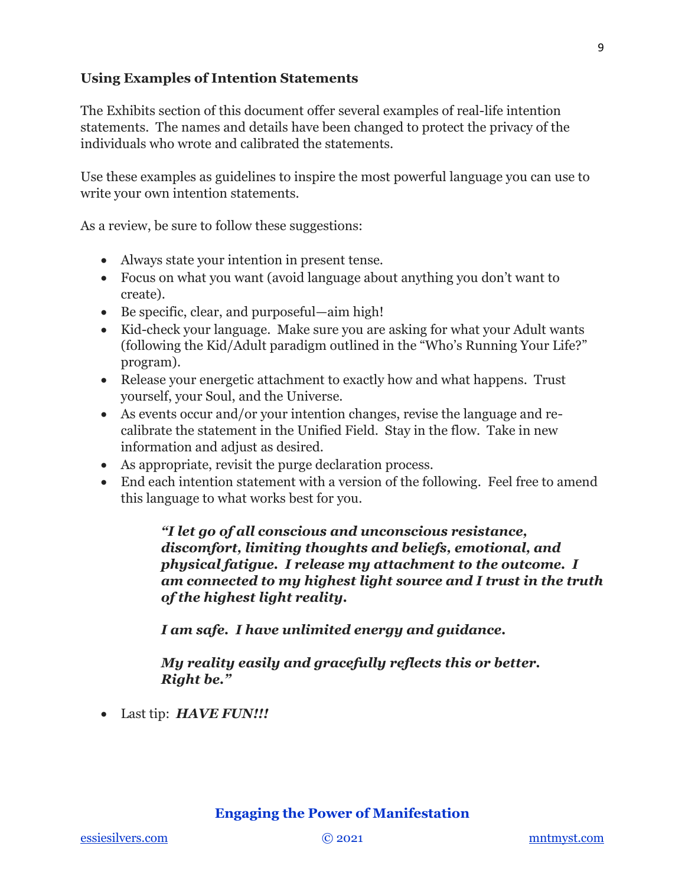### Using Examples of Intention Statements

The Exhibits section of this document offer several examples of real-life intention statements. The names and details have been changed to protect the privacy of the individuals who wrote and calibrated the statements.

Use these examples as guidelines to inspire the most powerful language you can use to write your own intention statements.

As a review, be sure to follow these suggestions:

- Always state your intention in present tense.
- Focus on what you want (avoid language about anything you don't want to create).
- Be specific, clear, and purposeful—aim high!
- Kid-check your language. Make sure you are asking for what your Adult wants (following the Kid/Adult paradigm outlined in the "Who's Running Your Life?" program).
- Release your energetic attachment to exactly how and what happens. Trust yourself, your Soul, and the Universe.
- As events occur and/or your intention changes, revise the language and re-calibrate the statement in the Unified Field. Stay in the flow. Take in new information and adjust as desired.
- As appropriate, revisit the purge declaration process.
- End each intention statement with a version of the following. Feel free to amend this language to what works best for you.

> ***"I let go of all conscious and unconscious resistance, discomfort, limiting thoughts and beliefs, emotional, and physical fatigue. I release my attachment to the outcome. I am connected to my highest light source and I trust in the truth of the highest light reality.***
>
> ***I am safe. I have unlimited energy and guidance.***
>
> ***My reality easily and gracefully reflects this or better. Right be."***

- Last tip: ***HAVE FUN!!!***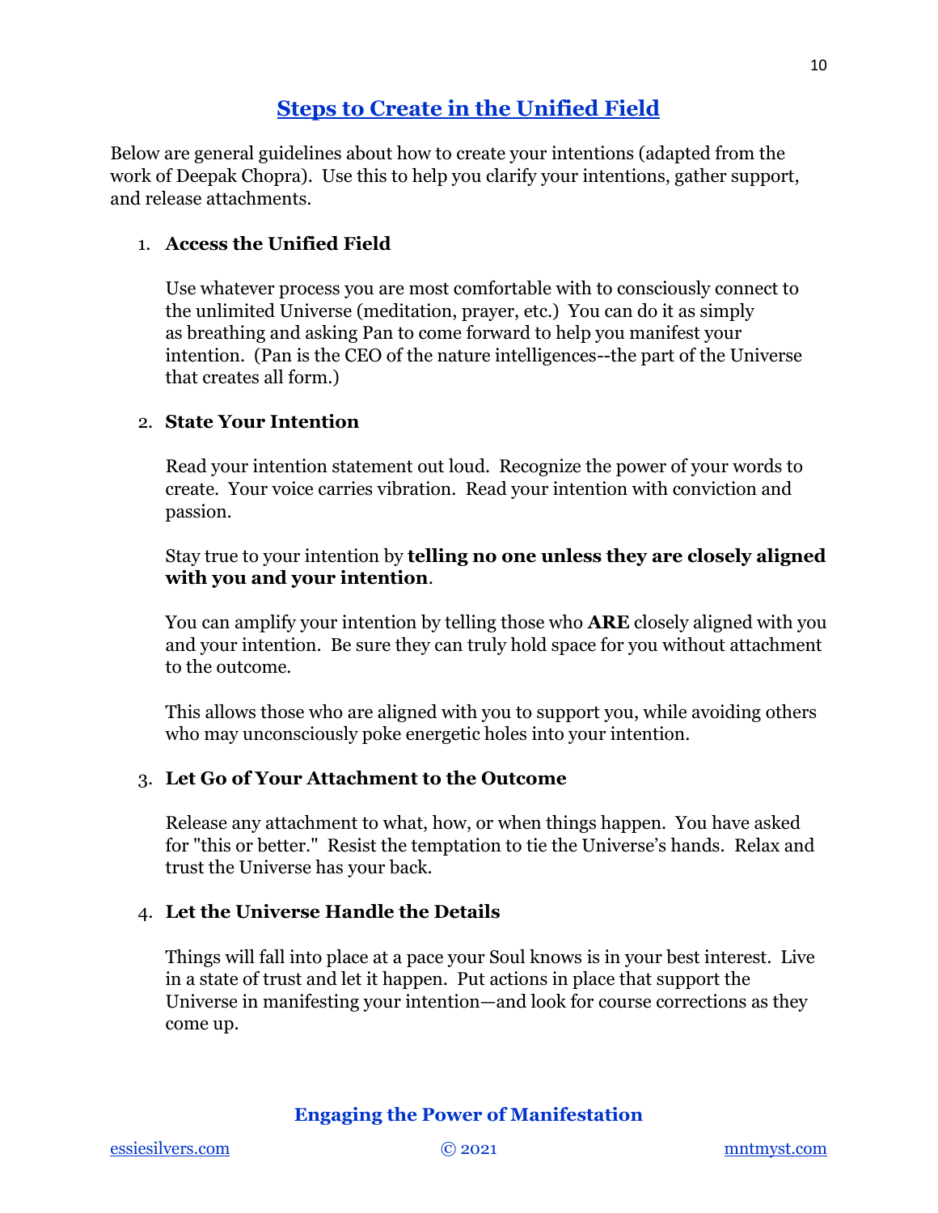## Steps to Create in the Unified Field

Below are general guidelines about how to create your intentions (adapted from the work of Deepak Chopra). Use this to help you clarify your intentions, gather support, and release attachments.

1. **Access the Unified Field**

   Use whatever process you are most comfortable with to consciously connect to the unlimited Universe (meditation, prayer, etc.) You can do it as simply as breathing and asking Pan to come forward to help you manifest your intention. (Pan is the CEO of the nature intelligences--the part of the Universe that creates all form.)

2. **State Your Intention**

   Read your intention statement out loud. Recognize the power of your words to create. Your voice carries vibration. Read your intention with conviction and passion.

   Stay true to your intention by **telling no one unless they are closely aligned with you and your intention**.

   You can amplify your intention by telling those who **ARE** closely aligned with you and your intention. Be sure they can truly hold space for you without attachment to the outcome.

   This allows those who are aligned with you to support you, while avoiding others who may unconsciously poke energetic holes into your intention.

3. **Let Go of Your Attachment to the Outcome**

   Release any attachment to what, how, or when things happen. You have asked for "this or better." Resist the temptation to tie the Universe's hands. Relax and trust the Universe has your back.

4. **Let the Universe Handle the Details**

   Things will fall into place at a pace your Soul knows is in your best interest. Live in a state of trust and let it happen. Put actions in place that support the Universe in manifesting your intention—and look for course corrections as they come up.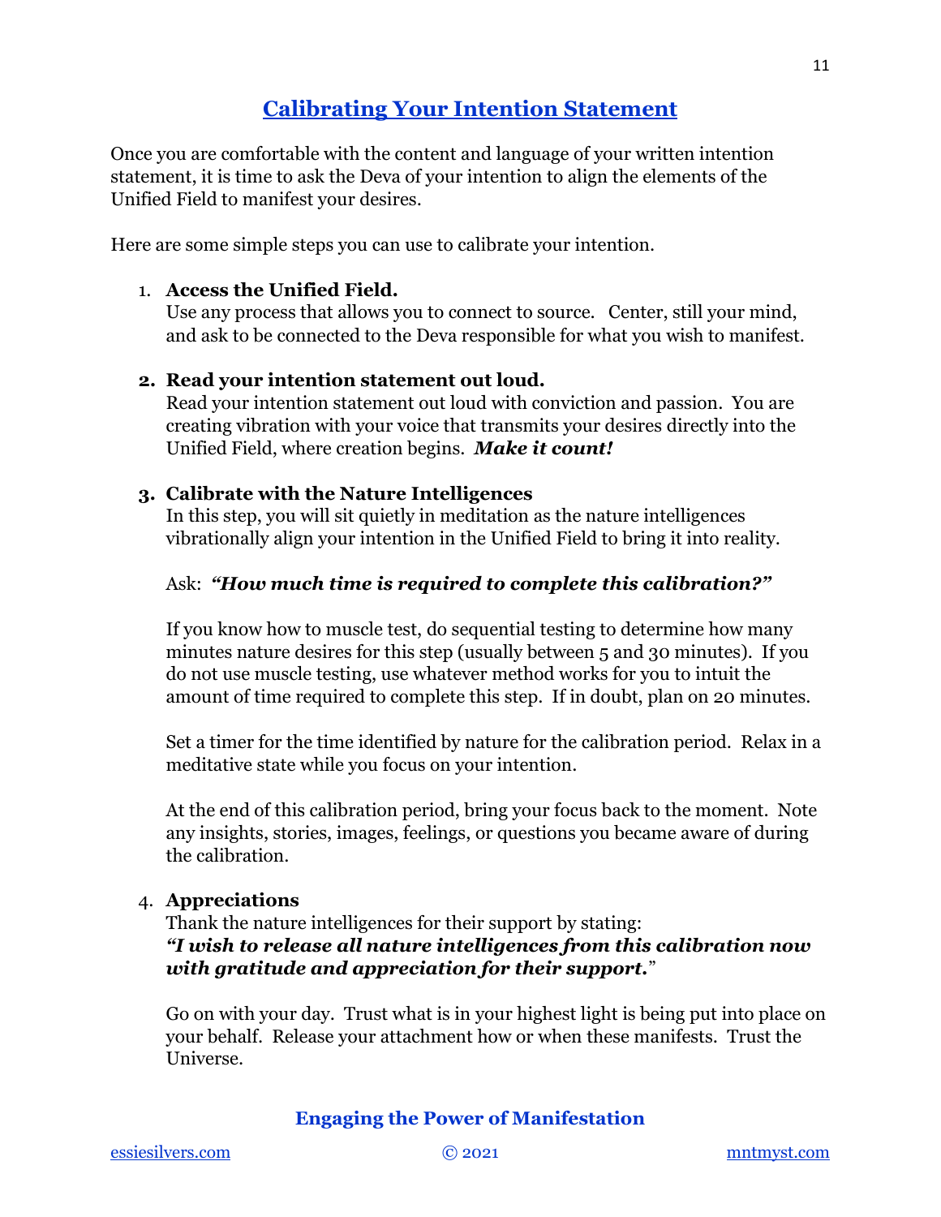## Calibrating Your Intention Statement

Once you are comfortable with the content and language of your written intention statement, it is time to ask the Deva of your intention to align the elements of the Unified Field to manifest your desires.

Here are some simple steps you can use to calibrate your intention.

1. **Access the Unified Field.**
   Use any process that allows you to connect to source. Center, still your mind, and ask to be connected to the Deva responsible for what you wish to manifest.

2. **Read your intention statement out loud.**
   Read your intention statement out loud with conviction and passion. You are creating vibration with your voice that transmits your desires directly into the Unified Field, where creation begins. ***Make it count!***

3. **Calibrate with the Nature Intelligences**
   In this step, you will sit quietly in meditation as the nature intelligences vibrationally align your intention in the Unified Field to bring it into reality.

   Ask: ***"How much time is required to complete this calibration?"***

   If you know how to muscle test, do sequential testing to determine how many minutes nature desires for this step (usually between 5 and 30 minutes). If you do not use muscle testing, use whatever method works for you to intuit the amount of time required to complete this step. If in doubt, plan on 20 minutes.

   Set a timer for the time identified by nature for the calibration period. Relax in a meditative state while you focus on your intention.

   At the end of this calibration period, bring your focus back to the moment. Note any insights, stories, images, feelings, or questions you became aware of during the calibration.

4. **Appreciations**
   Thank the nature intelligences for their support by stating:
   ***"I wish to release all nature intelligences from this calibration now with gratitude and appreciation for their support.***"

   Go on with your day. Trust what is in your highest light is being put into place on your behalf. Release your attachment how or when these manifests. Trust the Universe.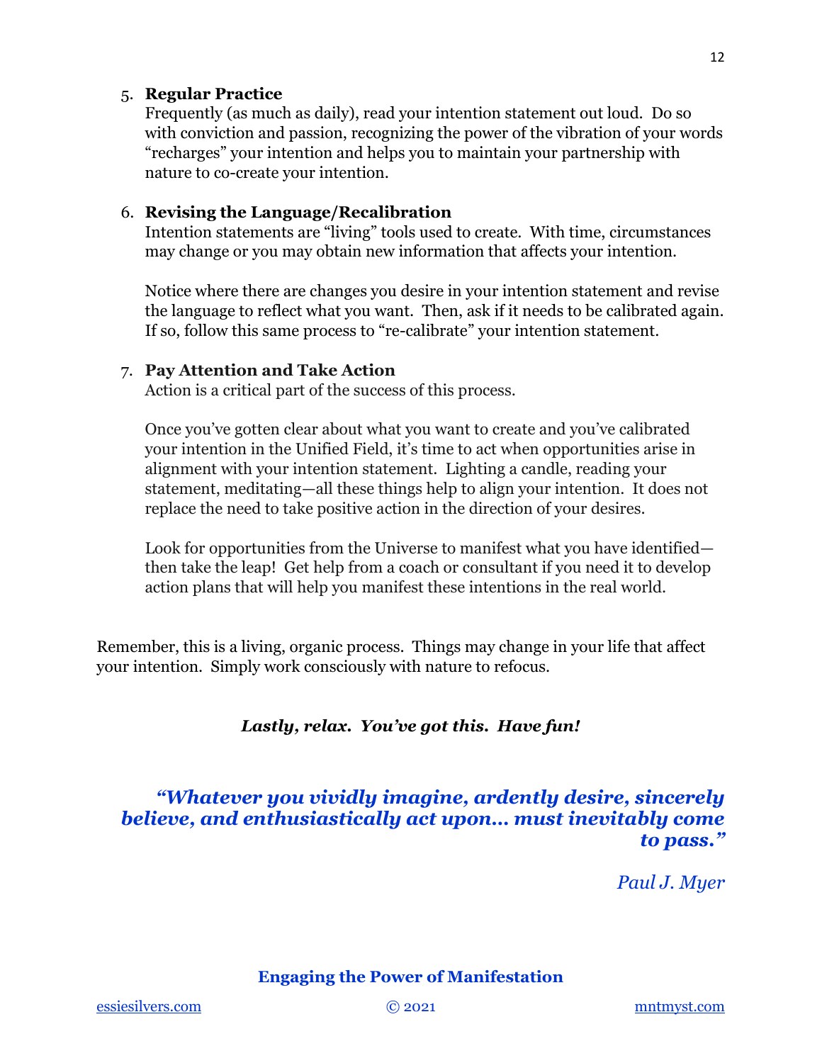5. **Regular Practice**
   Frequently (as much as daily), read your intention statement out loud. Do so with conviction and passion, recognizing the power of the vibration of your words "recharges" your intention and helps you to maintain your partnership with nature to co-create your intention.

6. **Revising the Language/Recalibration**
   Intention statements are "living" tools used to create. With time, circumstances may change or you may obtain new information that affects your intention.

   Notice where there are changes you desire in your intention statement and revise the language to reflect what you want. Then, ask if it needs to be calibrated again. If so, follow this same process to "re-calibrate" your intention statement.

7. **Pay Attention and Take Action**
   Action is a critical part of the success of this process.

   Once you've gotten clear about what you want to create and you've calibrated your intention in the Unified Field, it's time to act when opportunities arise in alignment with your intention statement. Lighting a candle, reading your statement, meditating—all these things help to align your intention. It does not replace the need to take positive action in the direction of your desires.

   Look for opportunities from the Universe to manifest what you have identified—then take the leap! Get help from a coach or consultant if you need it to develop action plans that will help you manifest these intentions in the real world.

Remember, this is a living, organic process. Things may change in your life that affect your intention. Simply work consciously with nature to refocus.

***Lastly, relax. You've got this. Have fun!***

***"Whatever you vividly imagine, ardently desire, sincerely believe, and enthusiastically act upon… must inevitably come to pass."***

*Paul J. Myer*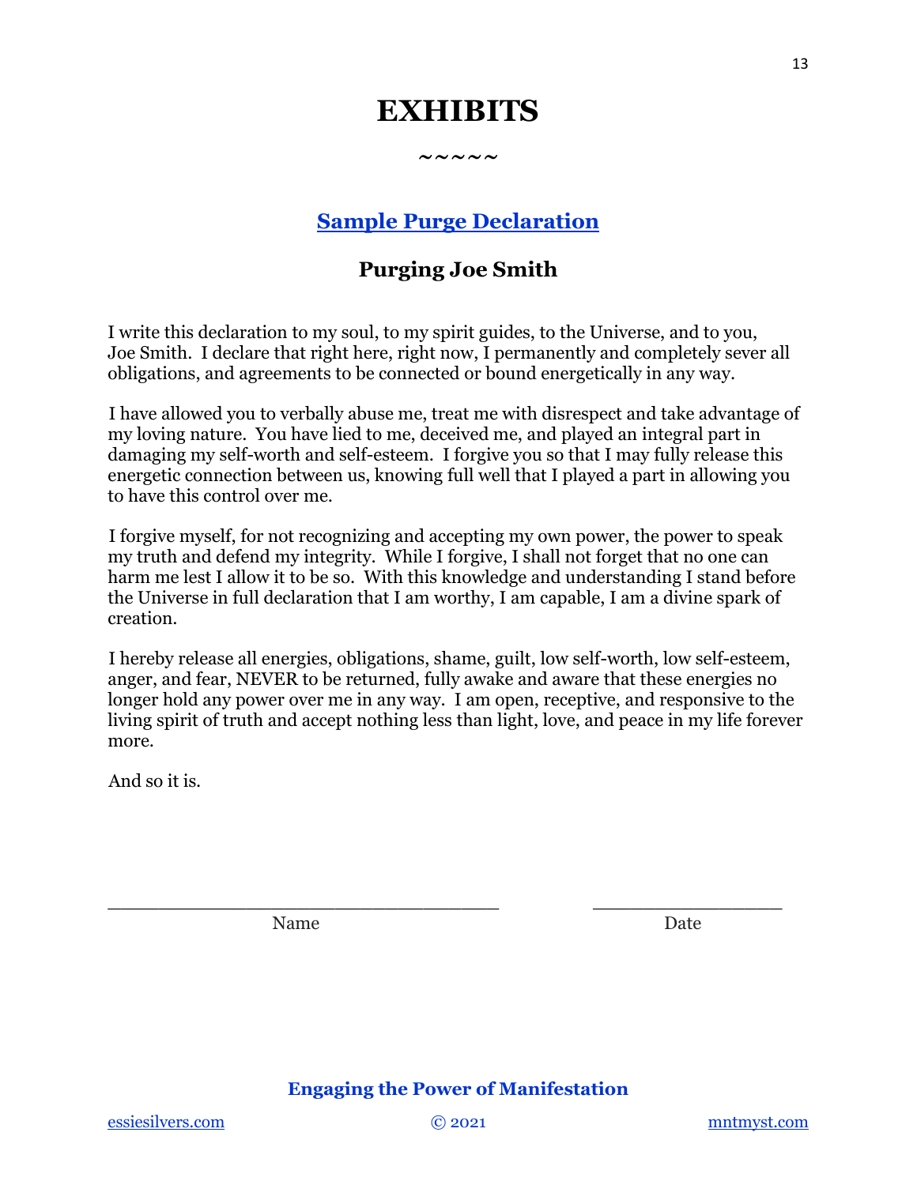# EXHIBITS

~~~~~

## Sample Purge Declaration

### Purging Joe Smith

I write this declaration to my soul, to my spirit guides, to the Universe, and to you, Joe Smith. I declare that right here, right now, I permanently and completely sever all obligations, and agreements to be connected or bound energetically in any way.

I have allowed you to verbally abuse me, treat me with disrespect and take advantage of my loving nature. You have lied to me, deceived me, and played an integral part in damaging my self-worth and self-esteem. I forgive you so that I may fully release this energetic connection between us, knowing full well that I played a part in allowing you to have this control over me.

I forgive myself, for not recognizing and accepting my own power, the power to speak my truth and defend my integrity. While I forgive, I shall not forget that no one can harm me lest I allow it to be so. With this knowledge and understanding I stand before the Universe in full declaration that I am worthy, I am capable, I am a divine spark of creation.

I hereby release all energies, obligations, shame, guilt, low self-worth, low self-esteem, anger, and fear, NEVER to be returned, fully awake and aware that these energies no longer hold any power over me in any way. I am open, receptive, and responsive to the living spirit of truth and accept nothing less than light, love, and peace in my life forever more.

And so it is.

\_\_\_\_\_\_\_\_\_\_\_\_\_\_\_\_\_\_\_\_\_\_\_\_\_\_\_\_\_\_\_\_\_\_\_\_ \_\_\_\_\_\_\_\_\_\_\_\_\_\_\_\_\_\_\_\_

Name Date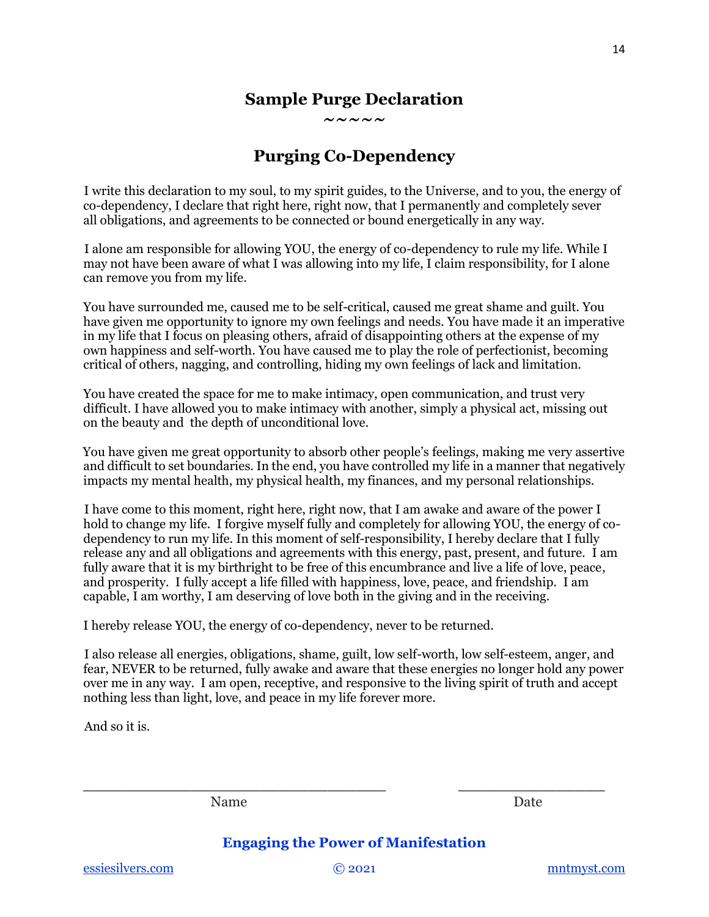## Sample Purge Declaration

~~~~~

## Purging Co-Dependency

I write this declaration to my soul, to my spirit guides, to the Universe, and to you, the energy of co-dependency, I declare that right here, right now, that I permanently and completely sever all obligations, and agreements to be connected or bound energetically in any way.

I alone am responsible for allowing YOU, the energy of co-dependency to rule my life. While I may not have been aware of what I was allowing into my life, I claim responsibility, for I alone can remove you from my life.

You have surrounded me, caused me to be self-critical, caused me great shame and guilt. You have given me opportunity to ignore my own feelings and needs. You have made it an imperative in my life that I focus on pleasing others, afraid of disappointing others at the expense of my own happiness and self-worth. You have caused me to play the role of perfectionist, becoming critical of others, nagging, and controlling, hiding my own feelings of lack and limitation.

You have created the space for me to make intimacy, open communication, and trust very difficult. I have allowed you to make intimacy with another, simply a physical act, missing out on the beauty and the depth of unconditional love.

You have given me great opportunity to absorb other people's feelings, making me very assertive and difficult to set boundaries. In the end, you have controlled my life in a manner that negatively impacts my mental health, my physical health, my finances, and my personal relationships.

I have come to this moment, right here, right now, that I am awake and aware of the power I hold to change my life. I forgive myself fully and completely for allowing YOU, the energy of co-dependency to run my life. In this moment of self-responsibility, I hereby declare that I fully release any and all obligations and agreements with this energy, past, present, and future. I am fully aware that it is my birthright to be free of this encumbrance and live a life of love, peace, and prosperity. I fully accept a life filled with happiness, love, peace, and friendship. I am capable, I am worthy, I am deserving of love both in the giving and in the receiving.

I hereby release YOU, the energy of co-dependency, never to be returned.

I also release all energies, obligations, shame, guilt, low self-worth, low self-esteem, anger, and fear, NEVER to be returned, fully awake and aware that these energies no longer hold any power over me in any way. I am open, receptive, and responsive to the living spirit of truth and accept nothing less than light, love, and peace in my life forever more.

And so it is.

\_\_\_\_\_\_\_\_\_\_\_\_\_\_\_\_\_\_\_\_\_\_\_\_\_\_\_\_\_\_\_\_\_\_\_\_\_\_ \_\_\_\_\_\_\_\_\_\_\_\_\_\_\_\_\_\_\_\_

Name Date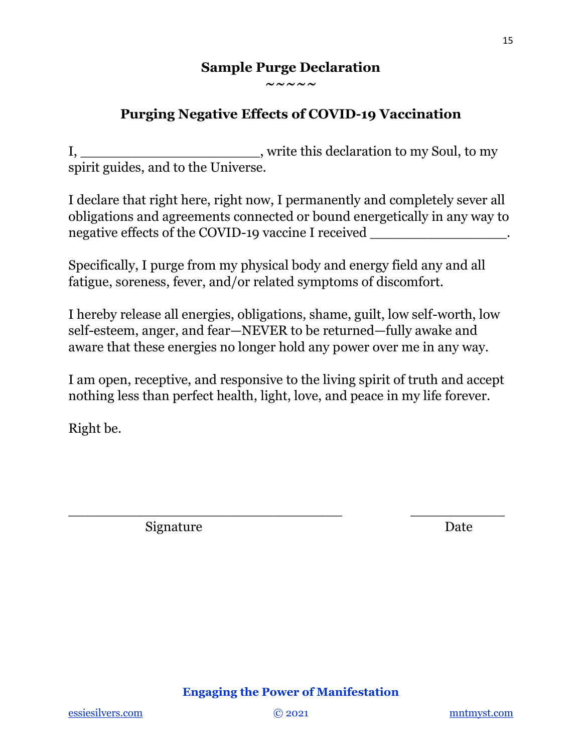## Sample Purge Declaration

~~~~~

## Purging Negative Effects of COVID-19 Vaccination

I, _____________________, write this declaration to my Soul, to my spirit guides, and to the Universe.

I declare that right here, right now, I permanently and completely sever all obligations and agreements connected or bound energetically in any way to negative effects of the COVID-19 vaccine I received ________________.

Specifically, I purge from my physical body and energy field any and all fatigue, soreness, fever, and/or related symptoms of discomfort.

I hereby release all energies, obligations, shame, guilt, low self-worth, low self-esteem, anger, and fear—NEVER to be returned—fully awake and aware that these energies no longer hold any power over me in any way.

I am open, receptive, and responsive to the living spirit of truth and accept nothing less than perfect health, light, love, and peace in my life forever.

Right be.

________________________________ ____________

Signature Date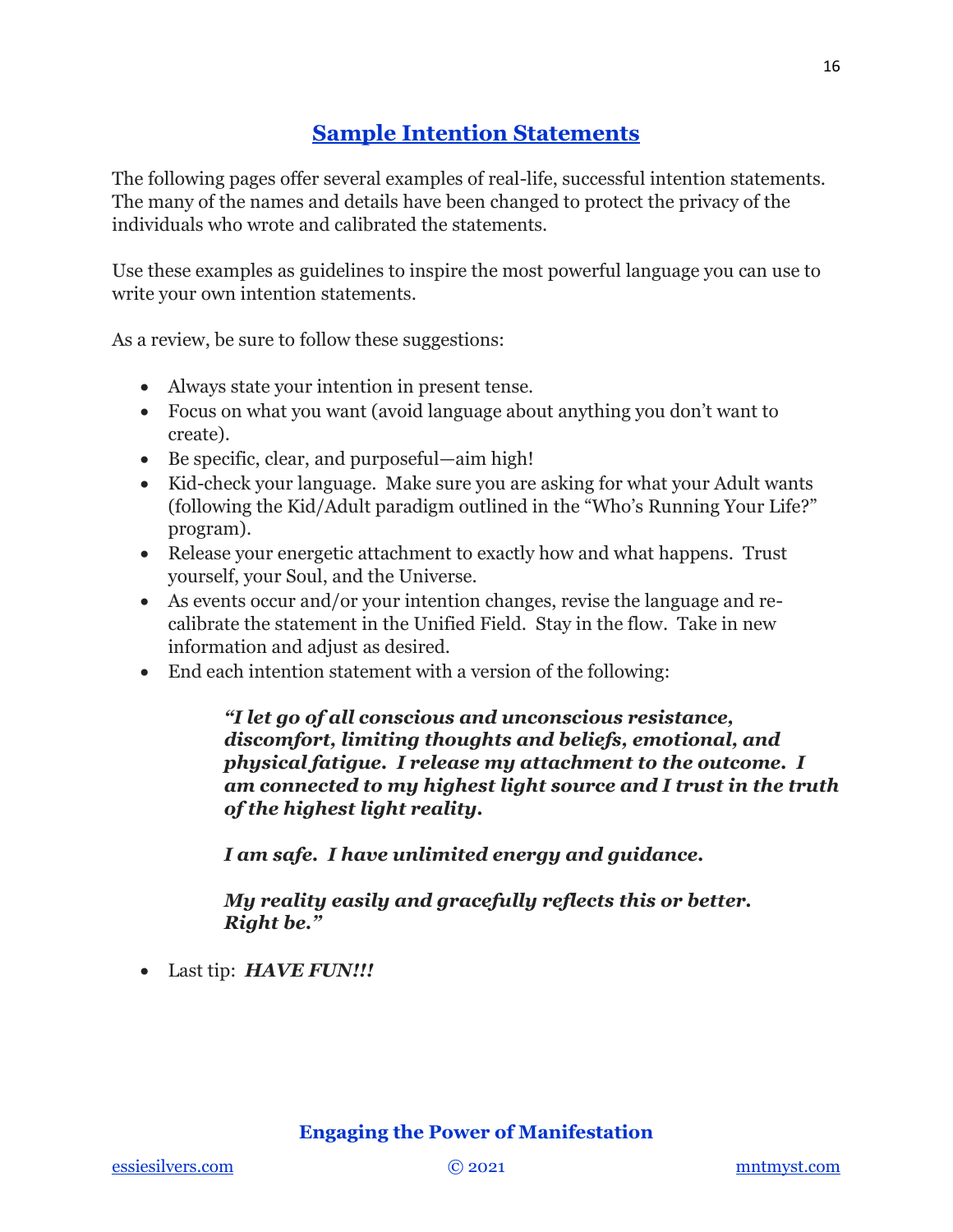## Sample Intention Statements

The following pages offer several examples of real-life, successful intention statements. The many of the names and details have been changed to protect the privacy of the individuals who wrote and calibrated the statements.

Use these examples as guidelines to inspire the most powerful language you can use to write your own intention statements.

As a review, be sure to follow these suggestions:

- Always state your intention in present tense.
- Focus on what you want (avoid language about anything you don't want to create).
- Be specific, clear, and purposeful—aim high!
- Kid-check your language. Make sure you are asking for what your Adult wants (following the Kid/Adult paradigm outlined in the "Who's Running Your Life?" program).
- Release your energetic attachment to exactly how and what happens. Trust yourself, your Soul, and the Universe.
- As events occur and/or your intention changes, revise the language and re-calibrate the statement in the Unified Field. Stay in the flow. Take in new information and adjust as desired.
- End each intention statement with a version of the following:

  ***"I let go of all conscious and unconscious resistance, discomfort, limiting thoughts and beliefs, emotional, and physical fatigue. I release my attachment to the outcome. I am connected to my highest light source and I trust in the truth of the highest light reality.***

  ***I am safe. I have unlimited energy and guidance.***

  ***My reality easily and gracefully reflects this or better. Right be."***

- Last tip: ***HAVE FUN!!!***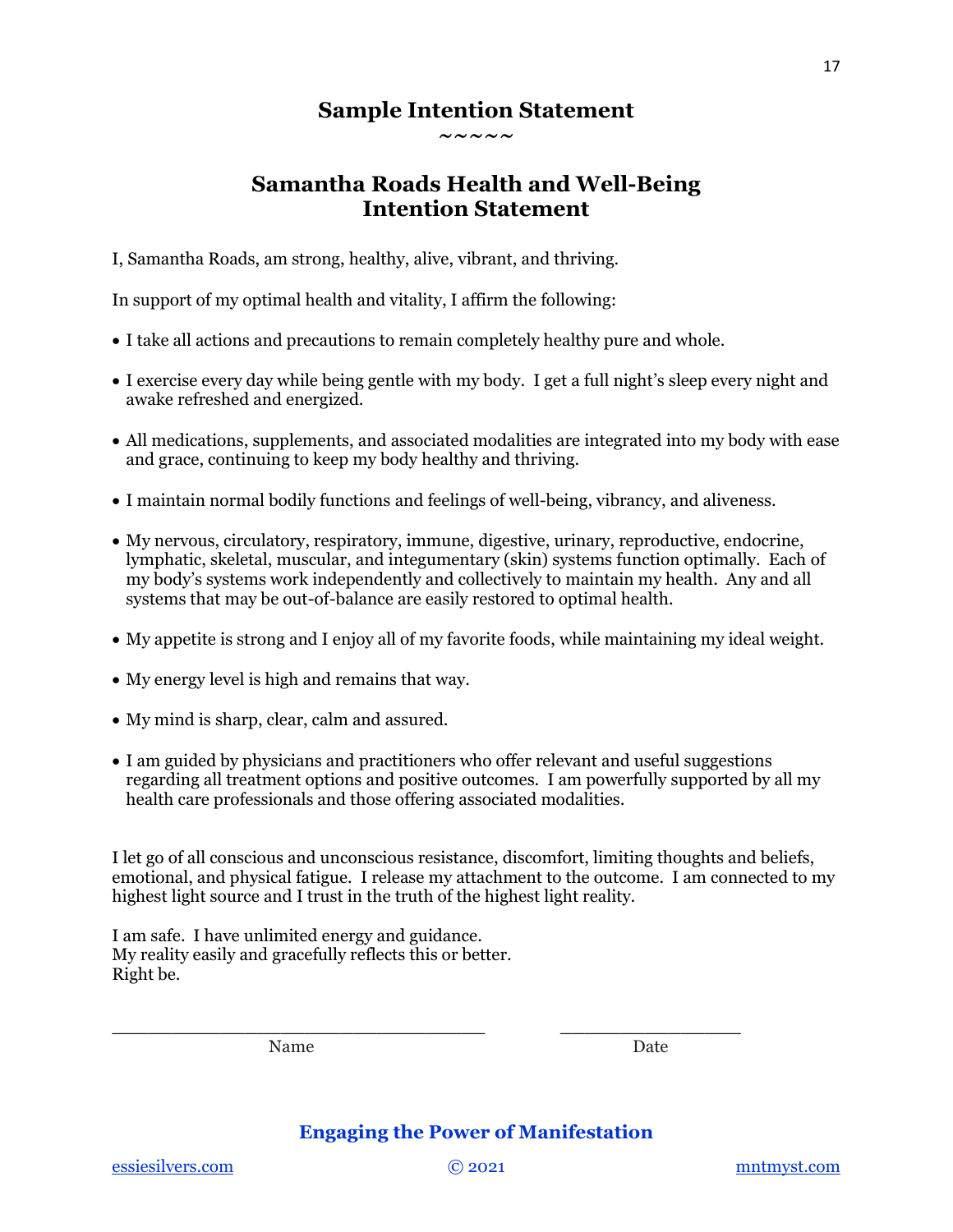# Sample Intention Statement

~~~~~

## Samantha Roads Health and Well-Being Intention Statement

I, Samantha Roads, am strong, healthy, alive, vibrant, and thriving.

In support of my optimal health and vitality, I affirm the following:

- I take all actions and precautions to remain completely healthy pure and whole.
- I exercise every day while being gentle with my body. I get a full night's sleep every night and awake refreshed and energized.
- All medications, supplements, and associated modalities are integrated into my body with ease and grace, continuing to keep my body healthy and thriving.
- I maintain normal bodily functions and feelings of well-being, vibrancy, and aliveness.
- My nervous, circulatory, respiratory, immune, digestive, urinary, reproductive, endocrine, lymphatic, skeletal, muscular, and integumentary (skin) systems function optimally. Each of my body's systems work independently and collectively to maintain my health. Any and all systems that may be out-of-balance are easily restored to optimal health.
- My appetite is strong and I enjoy all of my favorite foods, while maintaining my ideal weight.
- My energy level is high and remains that way.
- My mind is sharp, clear, calm and assured.
- I am guided by physicians and practitioners who offer relevant and useful suggestions regarding all treatment options and positive outcomes. I am powerfully supported by all my health care professionals and those offering associated modalities.

I let go of all conscious and unconscious resistance, discomfort, limiting thoughts and beliefs, emotional, and physical fatigue. I release my attachment to the outcome. I am connected to my highest light source and I trust in the truth of the highest light reality.

I am safe. I have unlimited energy and guidance.
My reality easily and gracefully reflects this or better.
Right be.

\_\_\_\_\_\_\_\_\_\_\_\_\_\_\_\_\_\_\_\_\_\_\_\_\_\_\_\_\_\_\_\_\_\_ \_\_\_\_\_\_\_\_\_\_\_\_\_\_\_\_
Name Date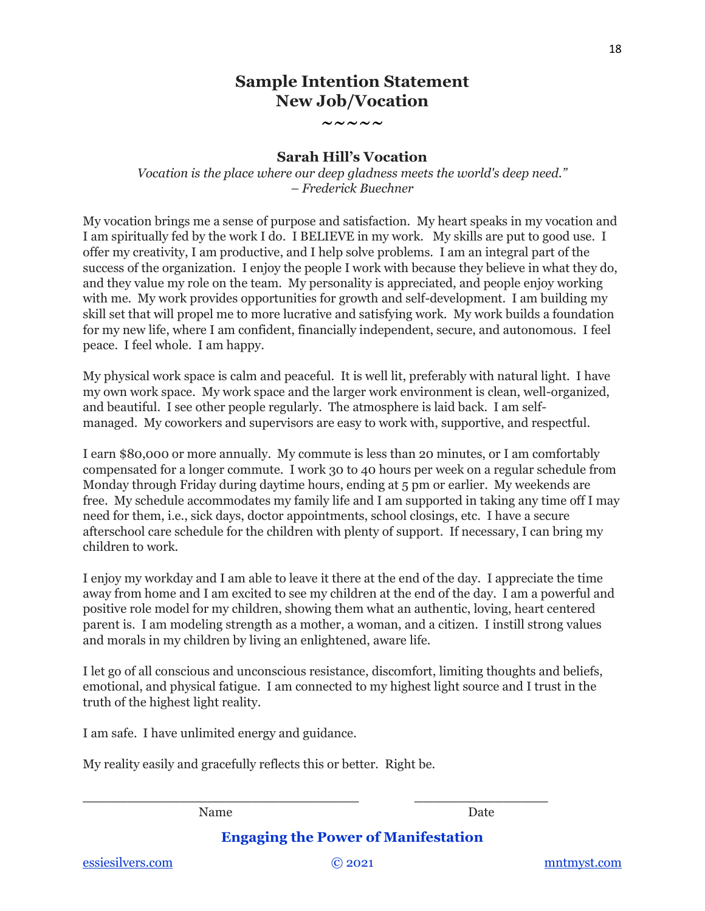# Sample Intention Statement
# New Job/Vocation

~~~~~

### Sarah Hill's Vocation

*Vocation is the place where our deep gladness meets the world's deep need."*
*– Frederick Buechner*

My vocation brings me a sense of purpose and satisfaction. My heart speaks in my vocation and I am spiritually fed by the work I do. I BELIEVE in my work. My skills are put to good use. I offer my creativity, I am productive, and I help solve problems. I am an integral part of the success of the organization. I enjoy the people I work with because they believe in what they do, and they value my role on the team. My personality is appreciated, and people enjoy working with me. My work provides opportunities for growth and self-development. I am building my skill set that will propel me to more lucrative and satisfying work. My work builds a foundation for my new life, where I am confident, financially independent, secure, and autonomous. I feel peace. I feel whole. I am happy.

My physical work space is calm and peaceful. It is well lit, preferably with natural light. I have my own work space. My work space and the larger work environment is clean, well-organized, and beautiful. I see other people regularly. The atmosphere is laid back. I am self-managed. My coworkers and supervisors are easy to work with, supportive, and respectful.

I earn $80,000 or more annually. My commute is less than 20 minutes, or I am comfortably compensated for a longer commute. I work 30 to 40 hours per week on a regular schedule from Monday through Friday during daytime hours, ending at 5 pm or earlier. My weekends are free. My schedule accommodates my family life and I am supported in taking any time off I may need for them, i.e., sick days, doctor appointments, school closings, etc. I have a secure afterschool care schedule for the children with plenty of support. If necessary, I can bring my children to work.

I enjoy my workday and I am able to leave it there at the end of the day. I appreciate the time away from home and I am excited to see my children at the end of the day. I am a powerful and positive role model for my children, showing them what an authentic, loving, heart centered parent is. I am modeling strength as a mother, a woman, and a citizen. I instill strong values and morals in my children by living an enlightened, aware life.

I let go of all conscious and unconscious resistance, discomfort, limiting thoughts and beliefs, emotional, and physical fatigue. I am connected to my highest light source and I trust in the truth of the highest light reality.

I am safe. I have unlimited energy and guidance.

My reality easily and gracefully reflects this or better. Right be.

\_\_\_\_\_\_\_\_\_\_\_\_\_\_\_\_\_\_\_\_\_\_\_\_\_\_\_\_\_\_\_\_\_\_\_\_ \_\_\_\_\_\_\_\_\_\_\_\_\_\_\_\_\_\_

Name Date

**Engaging the Power of Manifestation**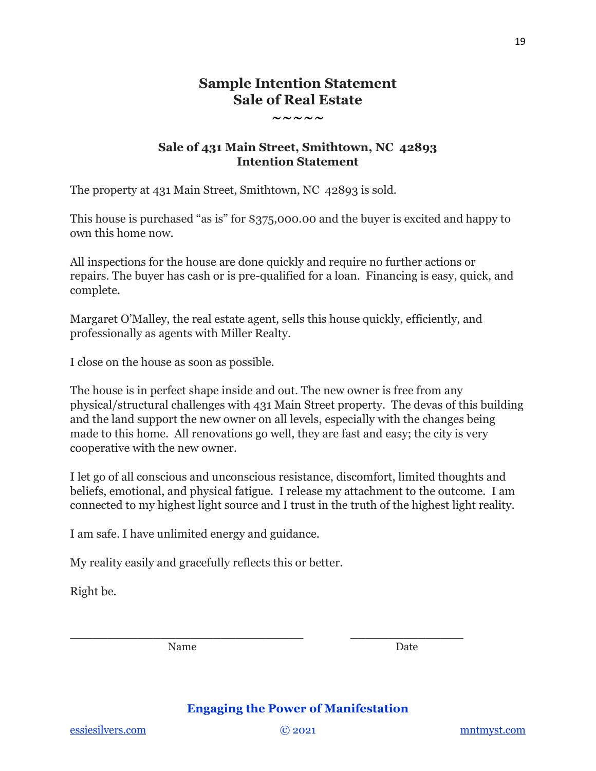# Sample Intention Statement
# Sale of Real Estate

~~~~~

### Sale of 431 Main Street, Smithtown, NC 42893
### Intention Statement

The property at 431 Main Street, Smithtown, NC 42893 is sold.

This house is purchased "as is" for $375,000.00 and the buyer is excited and happy to own this home now.

All inspections for the house are done quickly and require no further actions or repairs. The buyer has cash or is pre-qualified for a loan. Financing is easy, quick, and complete.

Margaret O'Malley, the real estate agent, sells this house quickly, efficiently, and professionally as agents with Miller Realty.

I close on the house as soon as possible.

The house is in perfect shape inside and out. The new owner is free from any physical/structural challenges with 431 Main Street property. The devas of this building and the land support the new owner on all levels, especially with the changes being made to this home. All renovations go well, they are fast and easy; the city is very cooperative with the new owner.

I let go of all conscious and unconscious resistance, discomfort, limited thoughts and beliefs, emotional, and physical fatigue. I release my attachment to the outcome. I am connected to my highest light source and I trust in the truth of the highest light reality.

I am safe. I have unlimited energy and guidance.

My reality easily and gracefully reflects this or better.

Right be.

\_\_\_\_\_\_\_\_\_\_\_\_\_\_\_\_\_\_\_\_\_\_\_\_\_\_\_\_\_\_\_\_\_\_ &nbsp;&nbsp;&nbsp;&nbsp; \_\_\_\_\_\_\_\_\_\_\_\_\_\_\_\_\_\_
Name &nbsp;&nbsp;&nbsp;&nbsp;&nbsp;&nbsp;&nbsp;&nbsp;&nbsp;&nbsp;&nbsp;&nbsp;&nbsp;&nbsp;&nbsp;&nbsp;&nbsp;&nbsp;&nbsp;&nbsp;&nbsp;&nbsp;&nbsp;&nbsp; Date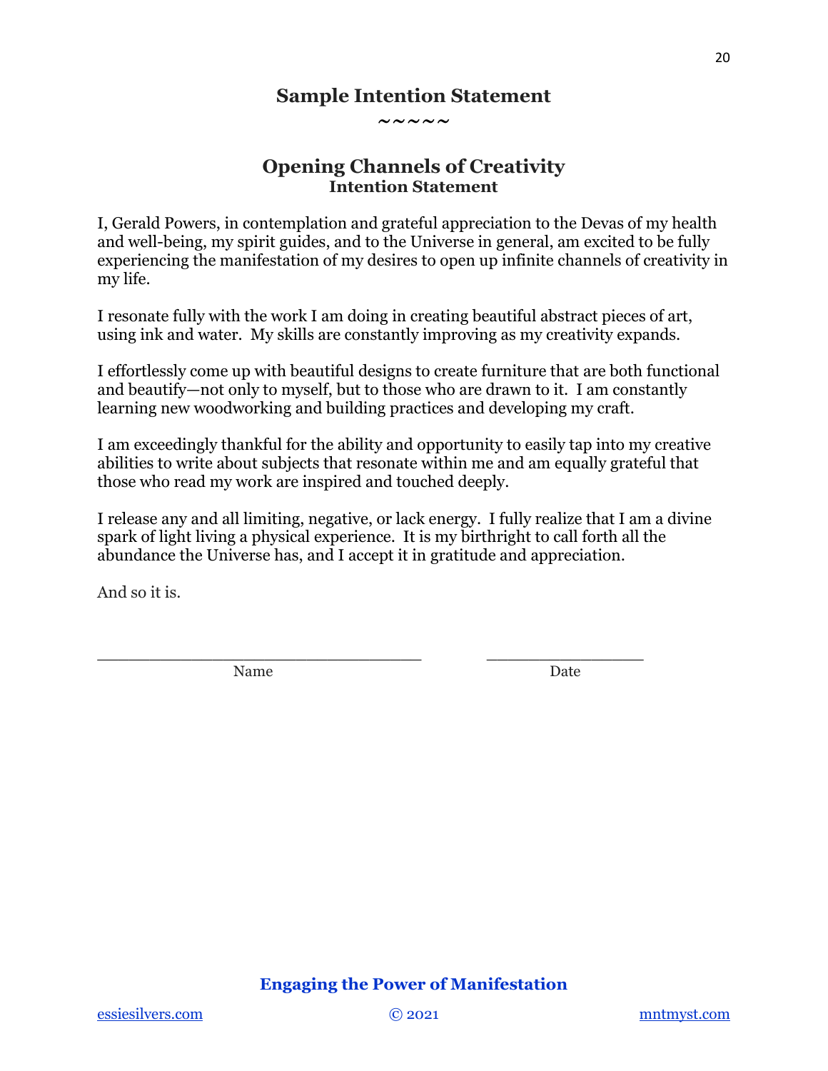# Sample Intention Statement

~~~~~

## Opening Channels of Creativity

### Intention Statement

I, Gerald Powers, in contemplation and grateful appreciation to the Devas of my health and well-being, my spirit guides, and to the Universe in general, am excited to be fully experiencing the manifestation of my desires to open up infinite channels of creativity in my life.

I resonate fully with the work I am doing in creating beautiful abstract pieces of art, using ink and water. My skills are constantly improving as my creativity expands.

I effortlessly come up with beautiful designs to create furniture that are both functional and beautify—not only to myself, but to those who are drawn to it. I am constantly learning new woodworking and building practices and developing my craft.

I am exceedingly thankful for the ability and opportunity to easily tap into my creative abilities to write about subjects that resonate within me and am equally grateful that those who read my work are inspired and touched deeply.

I release any and all limiting, negative, or lack energy. I fully realize that I am a divine spark of light living a physical experience. It is my birthright to call forth all the abundance the Universe has, and I accept it in gratitude and appreciation.

And so it is.

\_\_\_\_\_\_\_\_\_\_\_\_\_\_\_\_\_\_\_\_\_\_\_\_\_\_\_\_\_\_\_\_\_\_\_\_ \_\_\_\_\_\_\_\_\_\_\_\_\_\_\_\_\_\_

Name Date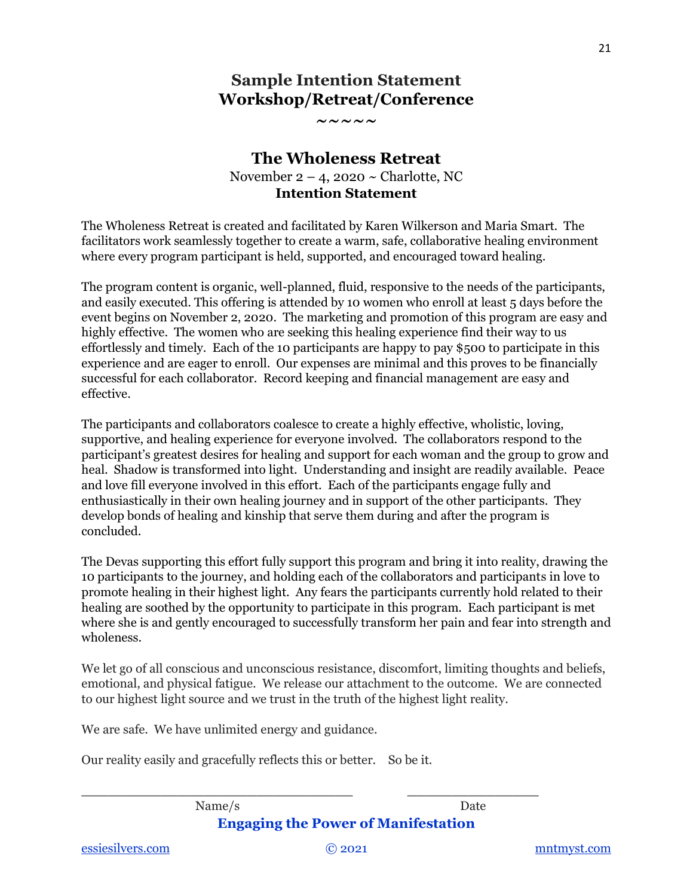## Sample Intention Statement
## Workshop/Retreat/Conference

~~~~~

### The Wholeness Retreat

November 2 – 4, 2020 ~ Charlotte, NC

**Intention Statement**

The Wholeness Retreat is created and facilitated by Karen Wilkerson and Maria Smart. The facilitators work seamlessly together to create a warm, safe, collaborative healing environment where every program participant is held, supported, and encouraged toward healing.

The program content is organic, well-planned, fluid, responsive to the needs of the participants, and easily executed. This offering is attended by 10 women who enroll at least 5 days before the event begins on November 2, 2020. The marketing and promotion of this program are easy and highly effective. The women who are seeking this healing experience find their way to us effortlessly and timely. Each of the 10 participants are happy to pay $500 to participate in this experience and are eager to enroll. Our expenses are minimal and this proves to be financially successful for each collaborator. Record keeping and financial management are easy and effective.

The participants and collaborators coalesce to create a highly effective, wholistic, loving, supportive, and healing experience for everyone involved. The collaborators respond to the participant's greatest desires for healing and support for each woman and the group to grow and heal. Shadow is transformed into light. Understanding and insight are readily available. Peace and love fill everyone involved in this effort. Each of the participants engage fully and enthusiastically in their own healing journey and in support of the other participants. They develop bonds of healing and kinship that serve them during and after the program is concluded.

The Devas supporting this effort fully support this program and bring it into reality, drawing the 10 participants to the journey, and holding each of the collaborators and participants in love to promote healing in their highest light. Any fears the participants currently hold related to their healing are soothed by the opportunity to participate in this program. Each participant is met where she is and gently encouraged to successfully transform her pain and fear into strength and wholeness.

We let go of all conscious and unconscious resistance, discomfort, limiting thoughts and beliefs, emotional, and physical fatigue. We release our attachment to the outcome. We are connected to our highest light source and we trust in the truth of the highest light reality.

We are safe. We have unlimited energy and guidance.

Our reality easily and gracefully reflects this or better. So be it.

_________________________________ _________________

Name/s Date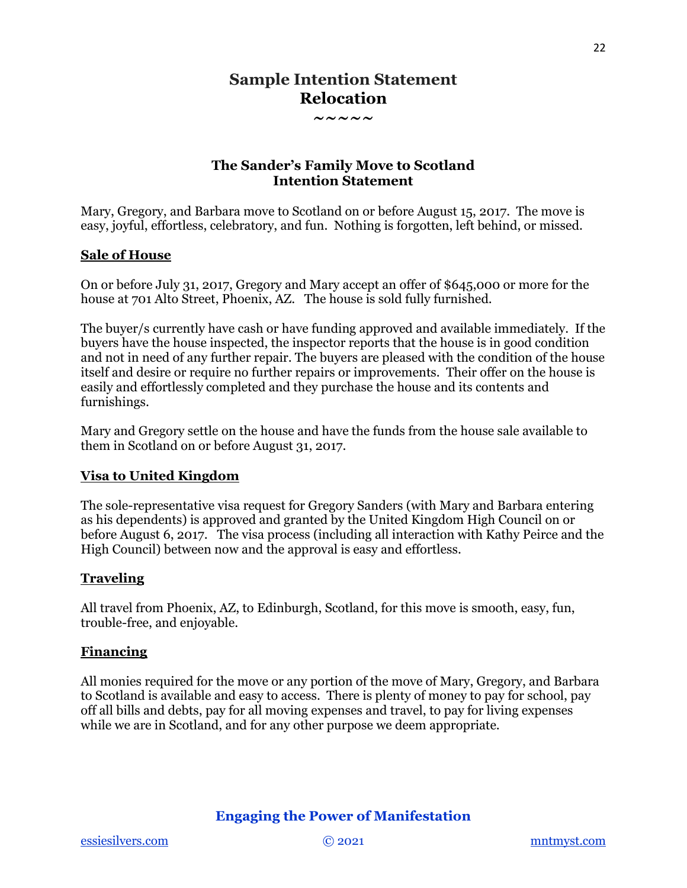# Sample Intention Statement
# Relocation

~~~~~

## The Sander's Family Move to Scotland
## Intention Statement

Mary, Gregory, and Barbara move to Scotland on or before August 15, 2017. The move is easy, joyful, effortless, celebratory, and fun. Nothing is forgotten, left behind, or missed.

**Sale of House**

On or before July 31, 2017, Gregory and Mary accept an offer of $645,000 or more for the house at 701 Alto Street, Phoenix, AZ. The house is sold fully furnished.

The buyer/s currently have cash or have funding approved and available immediately. If the buyers have the house inspected, the inspector reports that the house is in good condition and not in need of any further repair. The buyers are pleased with the condition of the house itself and desire or require no further repairs or improvements. Their offer on the house is easily and effortlessly completed and they purchase the house and its contents and furnishings.

Mary and Gregory settle on the house and have the funds from the house sale available to them in Scotland on or before August 31, 2017.

**Visa to United Kingdom**

The sole-representative visa request for Gregory Sanders (with Mary and Barbara entering as his dependents) is approved and granted by the United Kingdom High Council on or before August 6, 2017. The visa process (including all interaction with Kathy Peirce and the High Council) between now and the approval is easy and effortless.

**Traveling**

All travel from Phoenix, AZ, to Edinburgh, Scotland, for this move is smooth, easy, fun, trouble-free, and enjoyable.

**Financing**

All monies required for the move or any portion of the move of Mary, Gregory, and Barbara to Scotland is available and easy to access. There is plenty of money to pay for school, pay off all bills and debts, pay for all moving expenses and travel, to pay for living expenses while we are in Scotland, and for any other purpose we deem appropriate.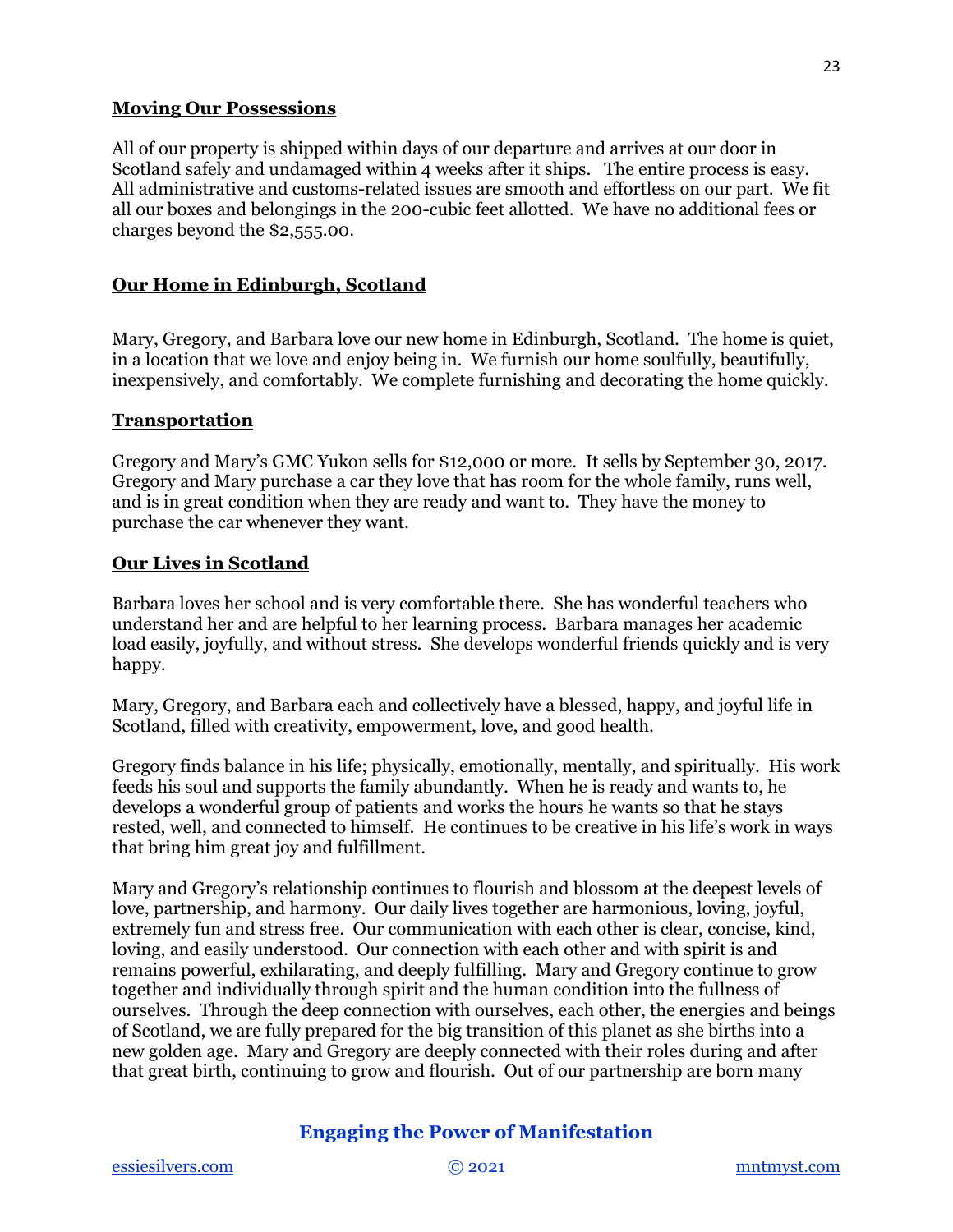**Moving Our Possessions**

All of our property is shipped within days of our departure and arrives at our door in Scotland safely and undamaged within 4 weeks after it ships. The entire process is easy. All administrative and customs-related issues are smooth and effortless on our part. We fit all our boxes and belongings in the 200-cubic feet allotted. We have no additional fees or charges beyond the $2,555.00.

**Our Home in Edinburgh, Scotland**

Mary, Gregory, and Barbara love our new home in Edinburgh, Scotland. The home is quiet, in a location that we love and enjoy being in. We furnish our home soulfully, beautifully, inexpensively, and comfortably. We complete furnishing and decorating the home quickly.

**Transportation**

Gregory and Mary's GMC Yukon sells for $12,000 or more. It sells by September 30, 2017. Gregory and Mary purchase a car they love that has room for the whole family, runs well, and is in great condition when they are ready and want to. They have the money to purchase the car whenever they want.

**Our Lives in Scotland**

Barbara loves her school and is very comfortable there. She has wonderful teachers who understand her and are helpful to her learning process. Barbara manages her academic load easily, joyfully, and without stress. She develops wonderful friends quickly and is very happy.

Mary, Gregory, and Barbara each and collectively have a blessed, happy, and joyful life in Scotland, filled with creativity, empowerment, love, and good health.

Gregory finds balance in his life; physically, emotionally, mentally, and spiritually. His work feeds his soul and supports the family abundantly. When he is ready and wants to, he develops a wonderful group of patients and works the hours he wants so that he stays rested, well, and connected to himself. He continues to be creative in his life's work in ways that bring him great joy and fulfillment.

Mary and Gregory's relationship continues to flourish and blossom at the deepest levels of love, partnership, and harmony. Our daily lives together are harmonious, loving, joyful, extremely fun and stress free. Our communication with each other is clear, concise, kind, loving, and easily understood. Our connection with each other and with spirit is and remains powerful, exhilarating, and deeply fulfilling. Mary and Gregory continue to grow together and individually through spirit and the human condition into the fullness of ourselves. Through the deep connection with ourselves, each other, the energies and beings of Scotland, we are fully prepared for the big transition of this planet as she births into a new golden age. Mary and Gregory are deeply connected with their roles during and after that great birth, continuing to grow and flourish. Out of our partnership are born many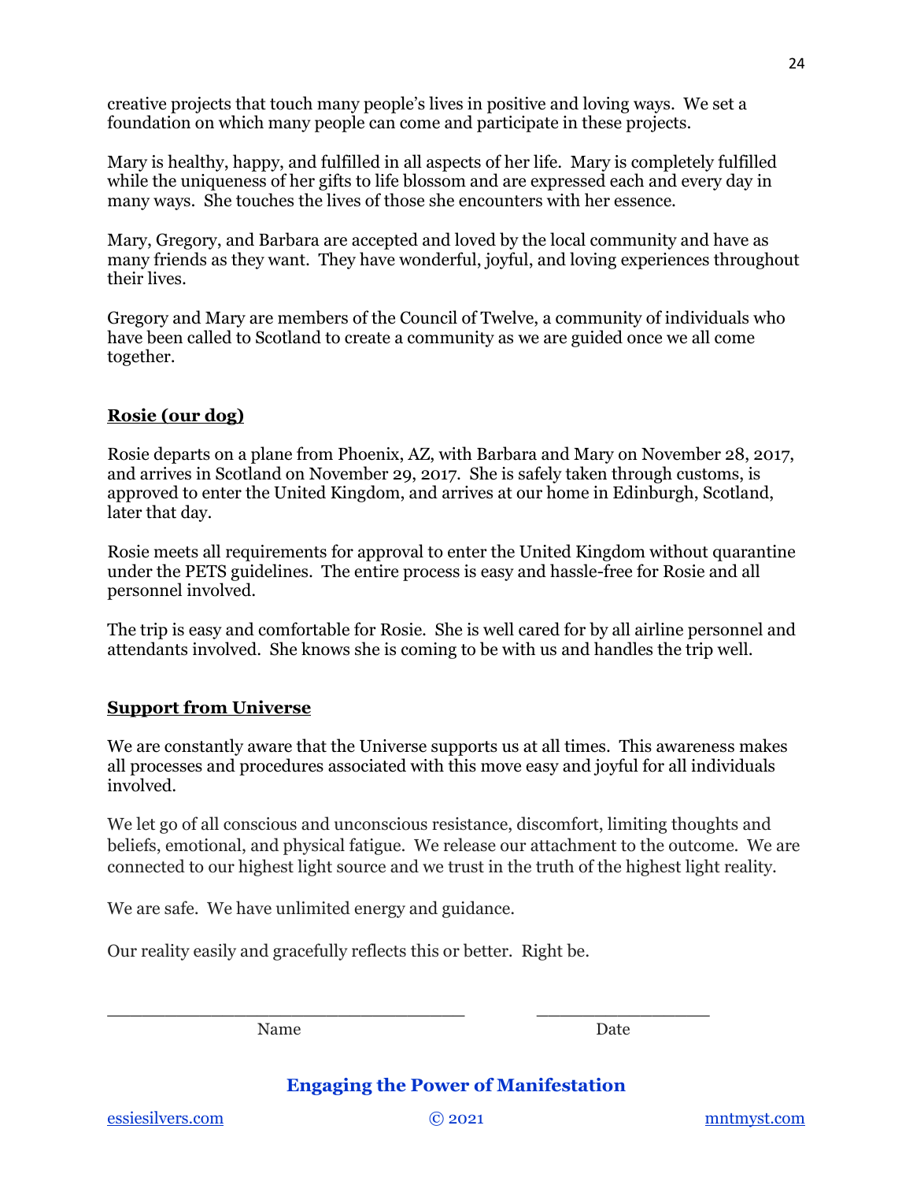creative projects that touch many people's lives in positive and loving ways. We set a foundation on which many people can come and participate in these projects.

Mary is healthy, happy, and fulfilled in all aspects of her life. Mary is completely fulfilled while the uniqueness of her gifts to life blossom and are expressed each and every day in many ways. She touches the lives of those she encounters with her essence.

Mary, Gregory, and Barbara are accepted and loved by the local community and have as many friends as they want. They have wonderful, joyful, and loving experiences throughout their lives.

Gregory and Mary are members of the Council of Twelve, a community of individuals who have been called to Scotland to create a community as we are guided once we all come together.

## Rosie (our dog)

Rosie departs on a plane from Phoenix, AZ, with Barbara and Mary on November 28, 2017, and arrives in Scotland on November 29, 2017. She is safely taken through customs, is approved to enter the United Kingdom, and arrives at our home in Edinburgh, Scotland, later that day.

Rosie meets all requirements for approval to enter the United Kingdom without quarantine under the PETS guidelines. The entire process is easy and hassle-free for Rosie and all personnel involved.

The trip is easy and comfortable for Rosie. She is well cared for by all airline personnel and attendants involved. She knows she is coming to be with us and handles the trip well.

## Support from Universe

We are constantly aware that the Universe supports us at all times. This awareness makes all processes and procedures associated with this move easy and joyful for all individuals involved.

We let go of all conscious and unconscious resistance, discomfort, limiting thoughts and beliefs, emotional, and physical fatigue. We release our attachment to the outcome. We are connected to our highest light source and we trust in the truth of the highest light reality.

We are safe. We have unlimited energy and guidance.

Our reality easily and gracefully reflects this or better. Right be.

\_\_\_\_\_\_\_\_\_\_\_\_\_\_\_\_\_\_\_\_\_\_\_\_\_\_\_\_\_\_\_\_\_\_\_\_ \_\_\_\_\_\_\_\_\_\_\_\_\_\_\_\_\_\_

Name Date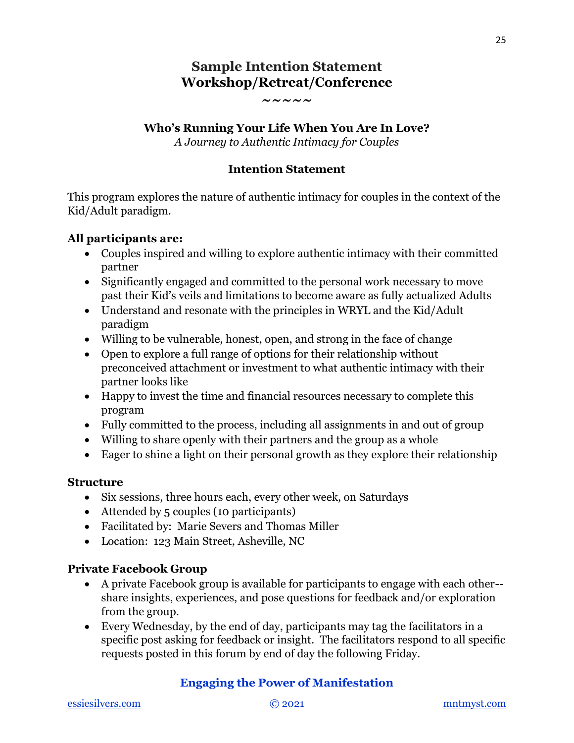# Sample Intention Statement
# Workshop/Retreat/Conference

~~~~~

## Who's Running Your Life When You Are In Love?

*A Journey to Authentic Intimacy for Couples*

### Intention Statement

This program explores the nature of authentic intimacy for couples in the context of the Kid/Adult paradigm.

**All participants are:**

- Couples inspired and willing to explore authentic intimacy with their committed partner
- Significantly engaged and committed to the personal work necessary to move past their Kid's veils and limitations to become aware as fully actualized Adults
- Understand and resonate with the principles in WRYL and the Kid/Adult paradigm
- Willing to be vulnerable, honest, open, and strong in the face of change
- Open to explore a full range of options for their relationship without preconceived attachment or investment to what authentic intimacy with their partner looks like
- Happy to invest the time and financial resources necessary to complete this program
- Fully committed to the process, including all assignments in and out of group
- Willing to share openly with their partners and the group as a whole
- Eager to shine a light on their personal growth as they explore their relationship

**Structure**

- Six sessions, three hours each, every other week, on Saturdays
- Attended by 5 couples (10 participants)
- Facilitated by: Marie Severs and Thomas Miller
- Location: 123 Main Street, Asheville, NC

**Private Facebook Group**

- A private Facebook group is available for participants to engage with each other--share insights, experiences, and pose questions for feedback and/or exploration from the group.
- Every Wednesday, by the end of day, participants may tag the facilitators in a specific post asking for feedback or insight. The facilitators respond to all specific requests posted in this forum by end of day the following Friday.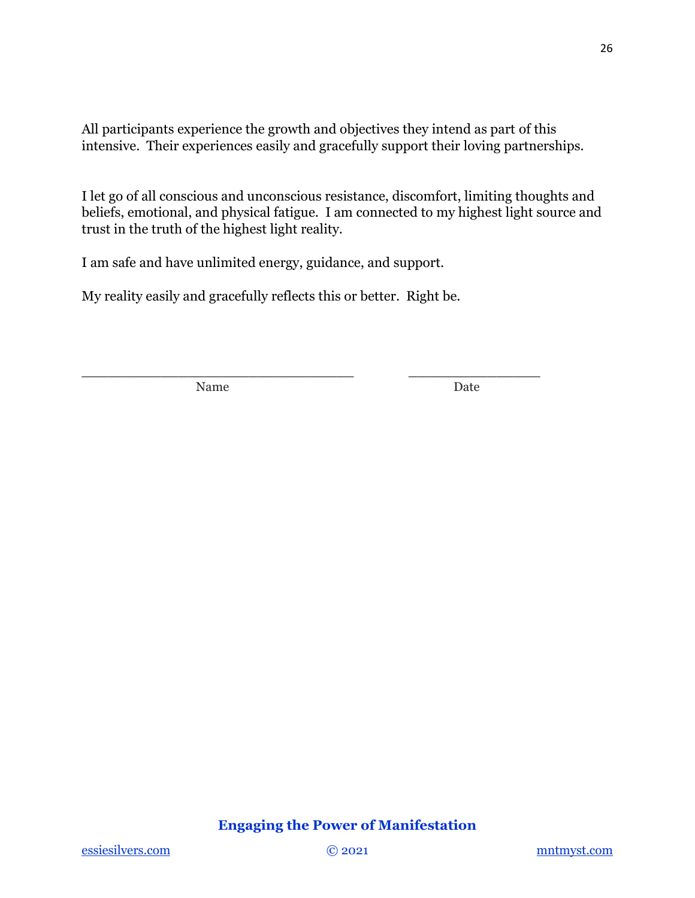All participants experience the growth and objectives they intend as part of this intensive.  Their experiences easily and gracefully support their loving partnerships.

I let go of all conscious and unconscious resistance, discomfort, limiting thoughts and beliefs, emotional, and physical fatigue.  I am connected to my highest light source and trust in the truth of the highest light reality.

I am safe and have unlimited energy, guidance, and support.

My reality easily and gracefully reflects this or better.  Right be.

| ____________________________________ | __________________ |
|---|---|
| Name | Date |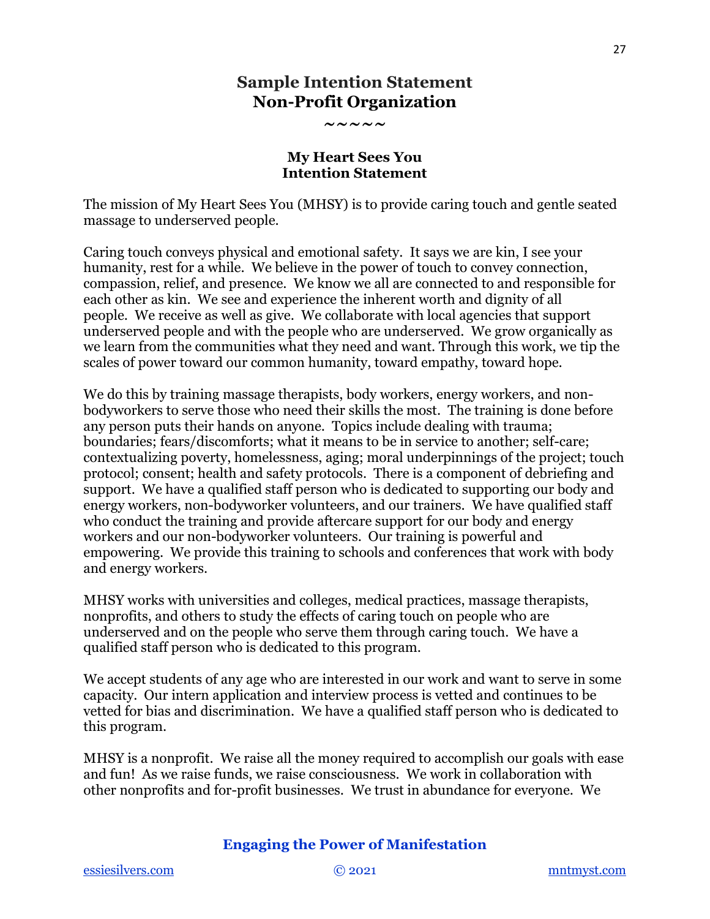# Sample Intention Statement
# Non-Profit Organization

~~~~~

### My Heart Sees You
### Intention Statement

The mission of My Heart Sees You (MHSY) is to provide caring touch and gentle seated massage to underserved people.

Caring touch conveys physical and emotional safety. It says we are kin, I see your humanity, rest for a while. We believe in the power of touch to convey connection, compassion, relief, and presence. We know we all are connected to and responsible for each other as kin. We see and experience the inherent worth and dignity of all people. We receive as well as give. We collaborate with local agencies that support underserved people and with the people who are underserved. We grow organically as we learn from the communities what they need and want. Through this work, we tip the scales of power toward our common humanity, toward empathy, toward hope.

We do this by training massage therapists, body workers, energy workers, and non-bodyworkers to serve those who need their skills the most. The training is done before any person puts their hands on anyone. Topics include dealing with trauma; boundaries; fears/discomforts; what it means to be in service to another; self-care; contextualizing poverty, homelessness, aging; moral underpinnings of the project; touch protocol; consent; health and safety protocols. There is a component of debriefing and support. We have a qualified staff person who is dedicated to supporting our body and energy workers, non-bodyworker volunteers, and our trainers. We have qualified staff who conduct the training and provide aftercare support for our body and energy workers and our non-bodyworker volunteers. Our training is powerful and empowering. We provide this training to schools and conferences that work with body and energy workers.

MHSY works with universities and colleges, medical practices, massage therapists, nonprofits, and others to study the effects of caring touch on people who are underserved and on the people who serve them through caring touch. We have a qualified staff person who is dedicated to this program.

We accept students of any age who are interested in our work and want to serve in some capacity. Our intern application and interview process is vetted and continues to be vetted for bias and discrimination. We have a qualified staff person who is dedicated to this program.

MHSY is a nonprofit. We raise all the money required to accomplish our goals with ease and fun! As we raise funds, we raise consciousness. We work in collaboration with other nonprofits and for-profit businesses. We trust in abundance for everyone. We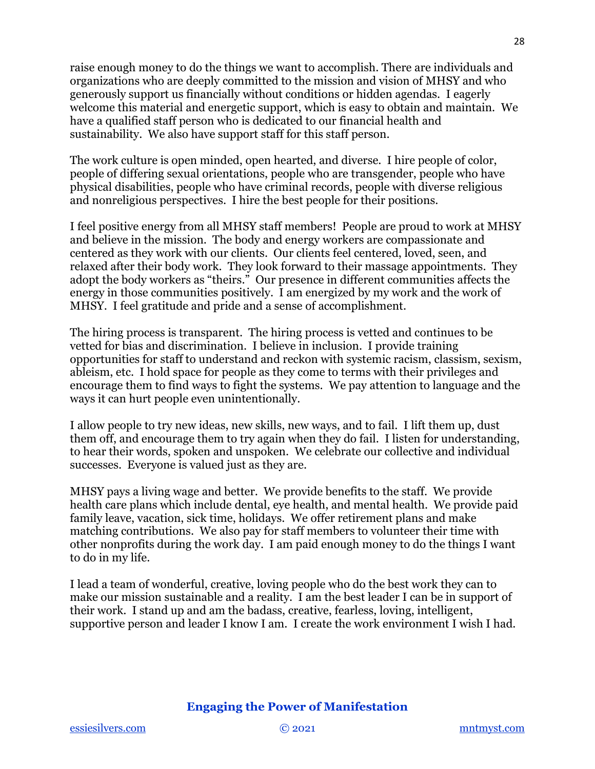raise enough money to do the things we want to accomplish. There are individuals and organizations who are deeply committed to the mission and vision of MHSY and who generously support us financially without conditions or hidden agendas. I eagerly welcome this material and energetic support, which is easy to obtain and maintain. We have a qualified staff person who is dedicated to our financial health and sustainability. We also have support staff for this staff person.

The work culture is open minded, open hearted, and diverse. I hire people of color, people of differing sexual orientations, people who are transgender, people who have physical disabilities, people who have criminal records, people with diverse religious and nonreligious perspectives. I hire the best people for their positions.

I feel positive energy from all MHSY staff members! People are proud to work at MHSY and believe in the mission. The body and energy workers are compassionate and centered as they work with our clients. Our clients feel centered, loved, seen, and relaxed after their body work. They look forward to their massage appointments. They adopt the body workers as "theirs." Our presence in different communities affects the energy in those communities positively. I am energized by my work and the work of MHSY. I feel gratitude and pride and a sense of accomplishment.

The hiring process is transparent. The hiring process is vetted and continues to be vetted for bias and discrimination. I believe in inclusion. I provide training opportunities for staff to understand and reckon with systemic racism, classism, sexism, ableism, etc. I hold space for people as they come to terms with their privileges and encourage them to find ways to fight the systems. We pay attention to language and the ways it can hurt people even unintentionally.

I allow people to try new ideas, new skills, new ways, and to fail. I lift them up, dust them off, and encourage them to try again when they do fail. I listen for understanding, to hear their words, spoken and unspoken. We celebrate our collective and individual successes. Everyone is valued just as they are.

MHSY pays a living wage and better. We provide benefits to the staff. We provide health care plans which include dental, eye health, and mental health. We provide paid family leave, vacation, sick time, holidays. We offer retirement plans and make matching contributions. We also pay for staff members to volunteer their time with other nonprofits during the work day. I am paid enough money to do the things I want to do in my life.

I lead a team of wonderful, creative, loving people who do the best work they can to make our mission sustainable and a reality. I am the best leader I can be in support of their work. I stand up and am the badass, creative, fearless, loving, intelligent, supportive person and leader I know I am. I create the work environment I wish I had.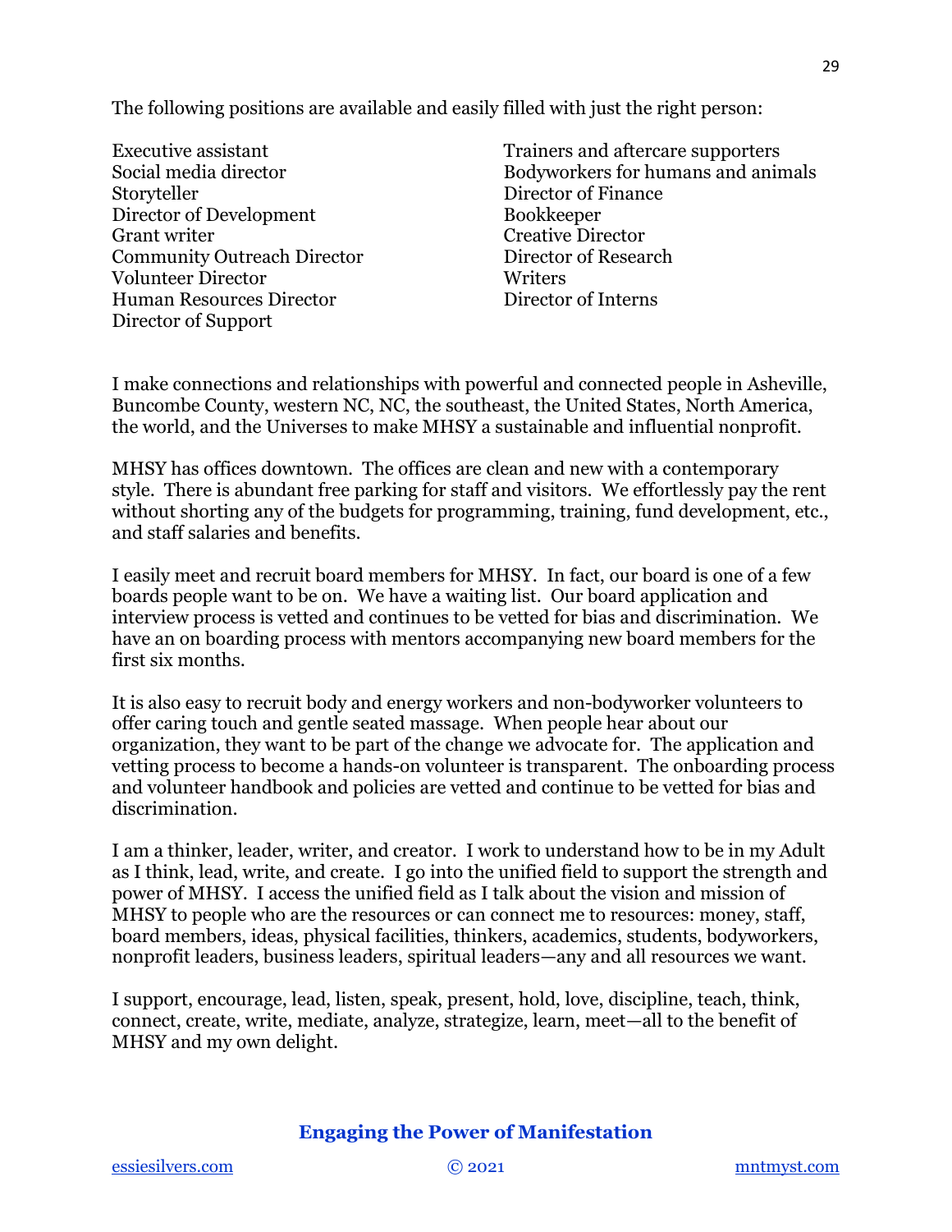The following positions are available and easily filled with just the right person:

- Executive assistant
- Social media director
- Storyteller
- Director of Development
- Grant writer
- Community Outreach Director
- Volunteer Director
- Human Resources Director
- Director of Support
- Trainers and aftercare supporters
- Bodyworkers for humans and animals
- Director of Finance
- Bookkeeper
- Creative Director
- Director of Research
- Writers
- Director of Interns

I make connections and relationships with powerful and connected people in Asheville, Buncombe County, western NC, NC, the southeast, the United States, North America, the world, and the Universes to make MHSY a sustainable and influential nonprofit.

MHSY has offices downtown. The offices are clean and new with a contemporary style. There is abundant free parking for staff and visitors. We effortlessly pay the rent without shorting any of the budgets for programming, training, fund development, etc., and staff salaries and benefits.

I easily meet and recruit board members for MHSY. In fact, our board is one of a few boards people want to be on. We have a waiting list. Our board application and interview process is vetted and continues to be vetted for bias and discrimination. We have an on boarding process with mentors accompanying new board members for the first six months.

It is also easy to recruit body and energy workers and non-bodyworker volunteers to offer caring touch and gentle seated massage. When people hear about our organization, they want to be part of the change we advocate for. The application and vetting process to become a hands-on volunteer is transparent. The onboarding process and volunteer handbook and policies are vetted and continue to be vetted for bias and discrimination.

I am a thinker, leader, writer, and creator. I work to understand how to be in my Adult as I think, lead, write, and create. I go into the unified field to support the strength and power of MHSY. I access the unified field as I talk about the vision and mission of MHSY to people who are the resources or can connect me to resources: money, staff, board members, ideas, physical facilities, thinkers, academics, students, bodyworkers, nonprofit leaders, business leaders, spiritual leaders—any and all resources we want.

I support, encourage, lead, listen, speak, present, hold, love, discipline, teach, think, connect, create, write, mediate, analyze, strategize, learn, meet—all to the benefit of MHSY and my own delight.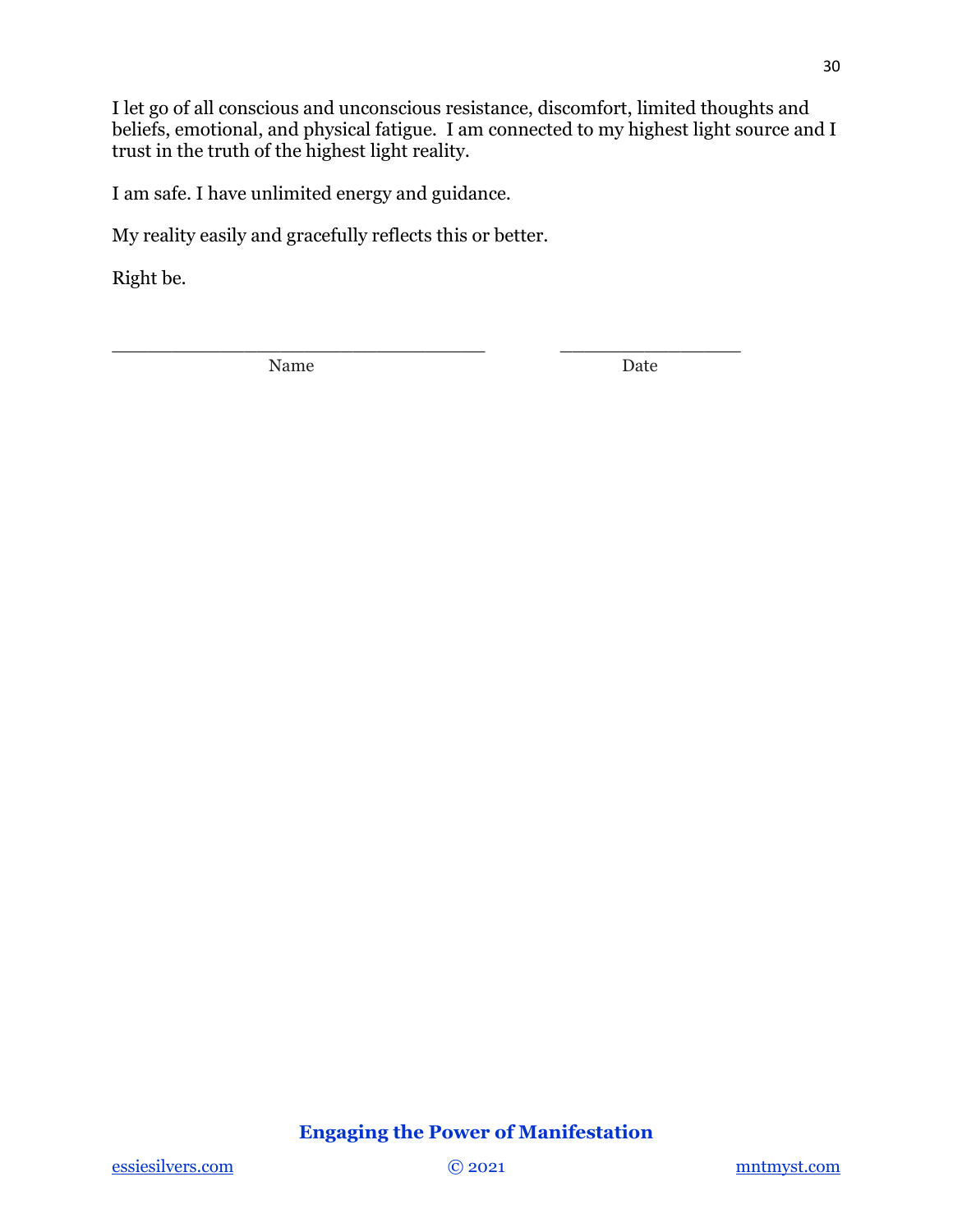I let go of all conscious and unconscious resistance, discomfort, limited thoughts and beliefs, emotional, and physical fatigue. I am connected to my highest light source and I trust in the truth of the highest light reality.

I am safe. I have unlimited energy and guidance.

My reality easily and gracefully reflects this or better.

Right be.

\_\_\_\_\_\_\_\_\_\_\_\_\_\_\_\_\_\_\_\_\_\_\_\_\_\_\_\_\_\_\_\_\_\_\_ \_\_\_\_\_\_\_\_\_\_\_\_\_\_\_\_\_
Name Date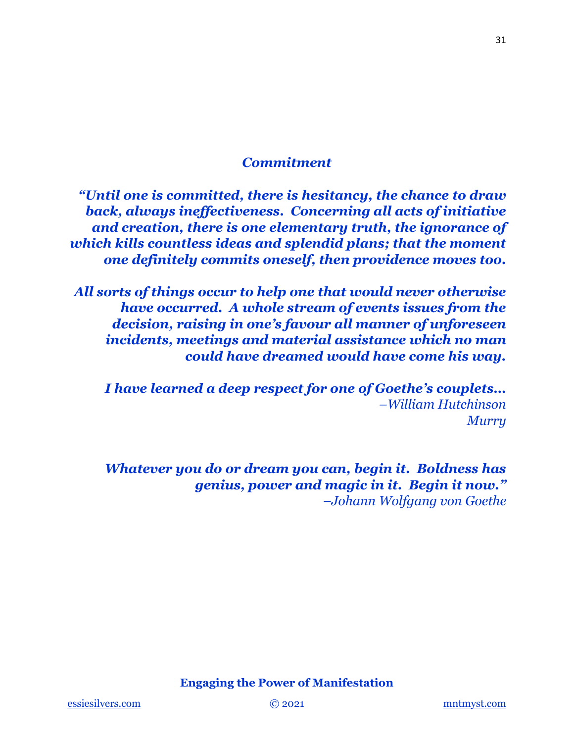***Commitment***

***"Until one is committed, there is hesitancy, the chance to draw back, always ineffectiveness. Concerning all acts of initiative and creation, there is one elementary truth, the ignorance of which kills countless ideas and splendid plans; that the moment one definitely commits oneself, then providence moves too.***

***All sorts of things occur to help one that would never otherwise have occurred. A whole stream of events issues from the decision, raising in one's favour all manner of unforeseen incidents, meetings and material assistance which no man could have dreamed would have come his way.***

***I have learned a deep respect for one of Goethe's couplets…***
*–William Hutchinson Murry*

***Whatever you do or dream you can, begin it. Boldness has genius, power and magic in it. Begin it now."***
*–Johann Wolfgang von Goethe*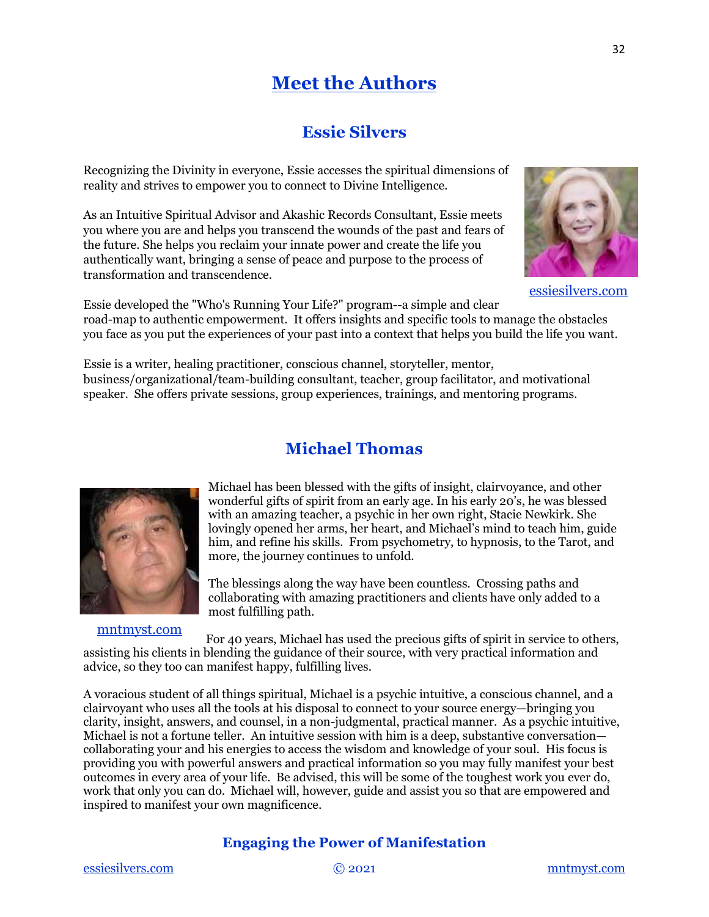# Meet the Authors

## Essie Silvers

Recognizing the Divinity in everyone, Essie accesses the spiritual dimensions of reality and strives to empower you to connect to Divine Intelligence.

As an Intuitive Spiritual Advisor and Akashic Records Consultant, Essie meets you where you are and helps you transcend the wounds of the past and fears of the future. She helps you reclaim your innate power and create the life you authentically want, bringing a sense of peace and purpose to the process of transformation and transcendence.

essiesilvers.com

Essie developed the "Who's Running Your Life?" program--a simple and clear road-map to authentic empowerment. It offers insights and specific tools to manage the obstacles you face as you put the experiences of your past into a context that helps you build the life you want.

Essie is a writer, healing practitioner, conscious channel, storyteller, mentor, business/organizational/team-building consultant, teacher, group facilitator, and motivational speaker. She offers private sessions, group experiences, trainings, and mentoring programs.

## Michael Thomas

Michael has been blessed with the gifts of insight, clairvoyance, and other wonderful gifts of spirit from an early age. In his early 20's, he was blessed with an amazing teacher, a psychic in her own right, Stacie Newkirk. She lovingly opened her arms, her heart, and Michael's mind to teach him, guide him, and refine his skills. From psychometry, to hypnosis, to the Tarot, and more, the journey continues to unfold.

The blessings along the way have been countless. Crossing paths and collaborating with amazing practitioners and clients have only added to a most fulfilling path.

mntmyst.com

For 40 years, Michael has used the precious gifts of spirit in service to others, assisting his clients in blending the guidance of their source, with very practical information and advice, so they too can manifest happy, fulfilling lives.

A voracious student of all things spiritual, Michael is a psychic intuitive, a conscious channel, and a clairvoyant who uses all the tools at his disposal to connect to your source energy—bringing you clarity, insight, answers, and counsel, in a non-judgmental, practical manner. As a psychic intuitive, Michael is not a fortune teller. An intuitive session with him is a deep, substantive conversation—collaborating your and his energies to access the wisdom and knowledge of your soul. His focus is providing you with powerful answers and practical information so you may fully manifest your best outcomes in every area of your life. Be advised, this will be some of the toughest work you ever do, work that only you can do. Michael will, however, guide and assist you so that are empowered and inspired to manifest your own magnificence.